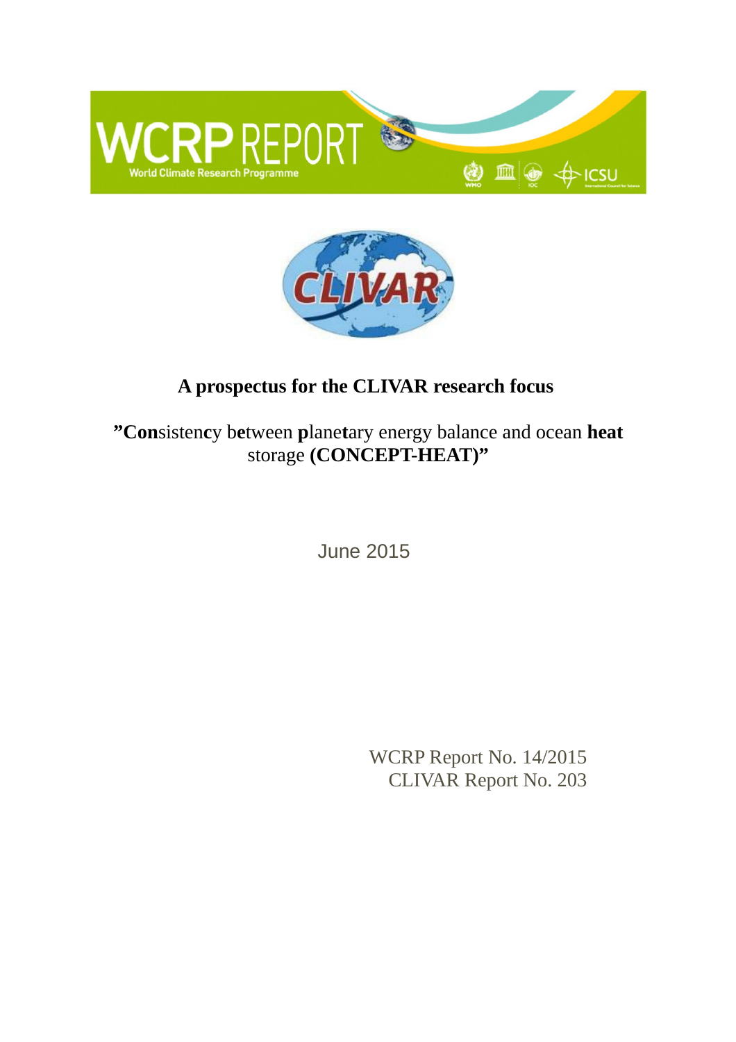WCRP REPORT

World Climate Research Programme

CLIVAR

# A prospectus for the CLIVAR research focus

**"Con**sisten**c**y b**e**tween **p**lane**t**ary energy balance and ocean **heat** storage **(CONCEPT-HEAT)"**

June 2015

WCRP Report No. 14/2015
CLIVAR Report No. 203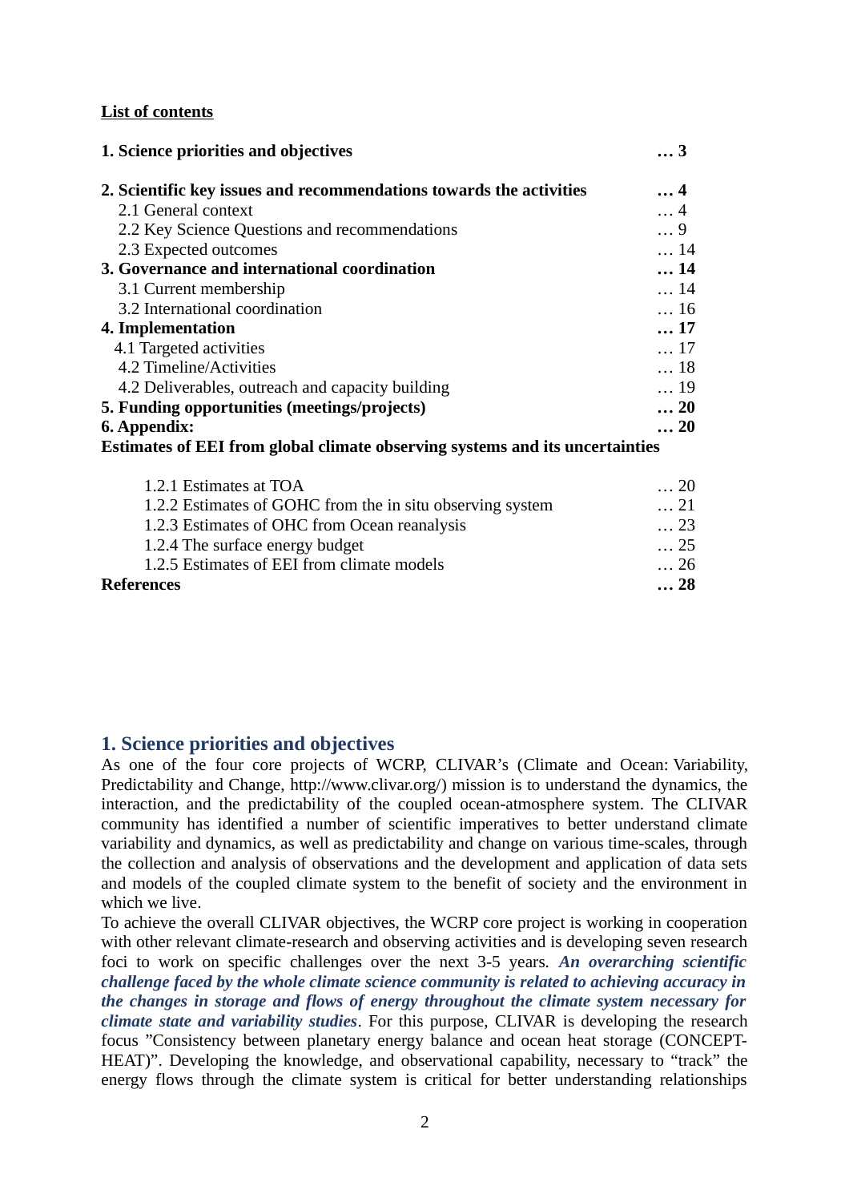**List of contents**

| | |
|---|---|
| **1. Science priorities and objectives** | **… 3** |
| **2. Scientific key issues and recommendations towards the activities** | **… 4** |
| 2.1 General context | … 4 |
| 2.2 Key Science Questions and recommendations | … 9 |
| 2.3 Expected outcomes | … 14 |
| **3. Governance and international coordination** | **… 14** |
| 3.1 Current membership | … 14 |
| 3.2 International coordination | … 16 |
| **4. Implementation** | **… 17** |
| 4.1 Targeted activities | … 17 |
| 4.2 Timeline/Activities | … 18 |
| 4.2 Deliverables, outreach and capacity building | … 19 |
| **5. Funding opportunities (meetings/projects)** | **… 20** |
| **6. Appendix:** | **… 20** |
| **Estimates of EEI from global climate observing systems and its uncertainties** | |
| 1.2.1 Estimates at TOA | … 20 |
| 1.2.2 Estimates of GOHC from the in situ observing system | … 21 |
| 1.2.3 Estimates of OHC from Ocean reanalysis | … 23 |
| 1.2.4 The surface energy budget | … 25 |
| 1.2.5 Estimates of EEI from climate models | … 26 |
| **References** | **… 28** |

## 1. Science priorities and objectives

As one of the four core projects of WCRP, CLIVAR's (Climate and Ocean: Variability, Predictability and Change, http://www.clivar.org/) mission is to understand the dynamics, the interaction, and the predictability of the coupled ocean-atmosphere system. The CLIVAR community has identified a number of scientific imperatives to better understand climate variability and dynamics, as well as predictability and change on various time-scales, through the collection and analysis of observations and the development and application of data sets and models of the coupled climate system to the benefit of society and the environment in which we live.

To achieve the overall CLIVAR objectives, the WCRP core project is working in cooperation with other relevant climate-research and observing activities and is developing seven research foci to work on specific challenges over the next 3-5 years. ***An overarching scientific challenge faced by the whole climate science community is related to achieving accuracy in the changes in storage and flows of energy throughout the climate system necessary for climate state and variability studies***. For this purpose, CLIVAR is developing the research focus "Consistency between planetary energy balance and ocean heat storage (CONCEPT-HEAT)". Developing the knowledge, and observational capability, necessary to "track" the energy flows through the climate system is critical for better understanding relationships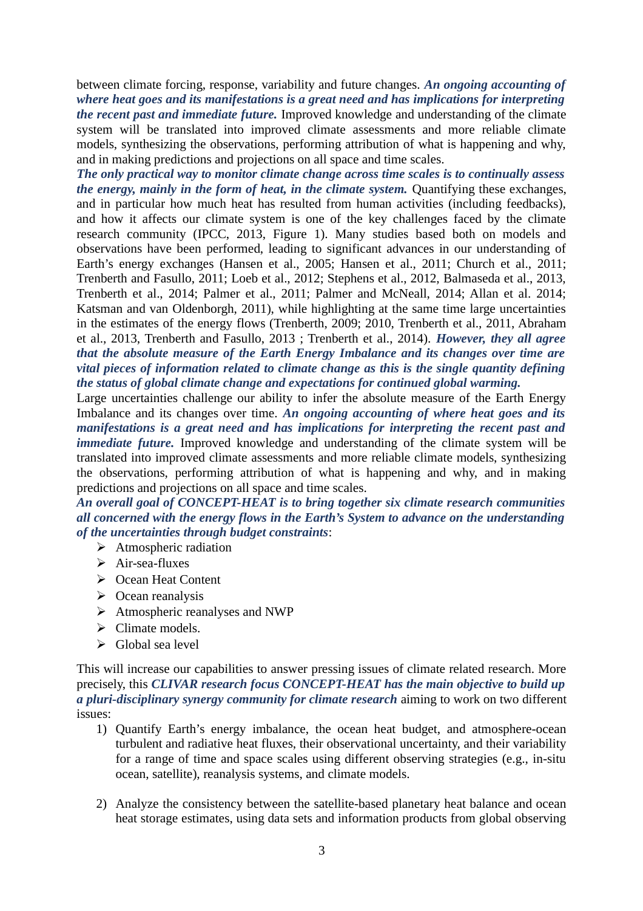between climate forcing, response, variability and future changes. ***An ongoing accounting of where heat goes and its manifestations is a great need and has implications for interpreting the recent past and immediate future.*** Improved knowledge and understanding of the climate system will be translated into improved climate assessments and more reliable climate models, synthesizing the observations, performing attribution of what is happening and why, and in making predictions and projections on all space and time scales.

***The only practical way to monitor climate change across time scales is to continually assess the energy, mainly in the form of heat, in the climate system.*** Quantifying these exchanges, and in particular how much heat has resulted from human activities (including feedbacks), and how it affects our climate system is one of the key challenges faced by the climate research community (IPCC, 2013, Figure 1). Many studies based both on models and observations have been performed, leading to significant advances in our understanding of Earth's energy exchanges (Hansen et al., 2005; Hansen et al., 2011; Church et al., 2011; Trenberth and Fasullo, 2011; Loeb et al., 2012; Stephens et al., 2012, Balmaseda et al., 2013, Trenberth et al., 2014; Palmer et al., 2011; Palmer and McNeall, 2014; Allan et al. 2014; Katsman and van Oldenborgh, 2011), while highlighting at the same time large uncertainties in the estimates of the energy flows (Trenberth, 2009; 2010, Trenberth et al., 2011, Abraham et al., 2013, Trenberth and Fasullo, 2013 ; Trenberth et al., 2014). ***However, they all agree that the absolute measure of the Earth Energy Imbalance and its changes over time are vital pieces of information related to climate change as this is the single quantity defining the status of global climate change and expectations for continued global warming.***

Large uncertainties challenge our ability to infer the absolute measure of the Earth Energy Imbalance and its changes over time. ***An ongoing accounting of where heat goes and its manifestations is a great need and has implications for interpreting the recent past and immediate future.*** Improved knowledge and understanding of the climate system will be translated into improved climate assessments and more reliable climate models, synthesizing the observations, performing attribution of what is happening and why, and in making predictions and projections on all space and time scales.

***An overall goal of CONCEPT-HEAT is to bring together six climate research communities all concerned with the energy flows in the Earth's System to advance on the understanding of the uncertainties through budget constraints***:

- Atmospheric radiation
- Air-sea-fluxes
- Ocean Heat Content
- Ocean reanalysis
- Atmospheric reanalyses and NWP
- Climate models.
- Global sea level

This will increase our capabilities to answer pressing issues of climate related research. More precisely, this ***CLIVAR research focus CONCEPT-HEAT has the main objective to build up a pluri-disciplinary synergy community for climate research*** aiming to work on two different issues:

1) Quantify Earth's energy imbalance, the ocean heat budget, and atmosphere-ocean turbulent and radiative heat fluxes, their observational uncertainty, and their variability for a range of time and space scales using different observing strategies (e.g., in-situ ocean, satellite), reanalysis systems, and climate models.

2) Analyze the consistency between the satellite-based planetary heat balance and ocean heat storage estimates, using data sets and information products from global observing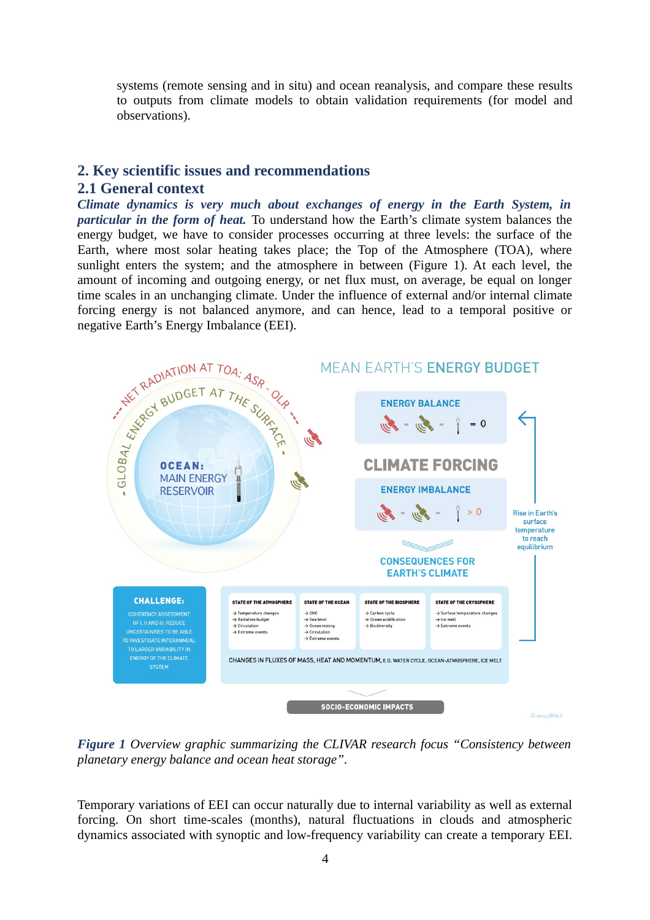systems (remote sensing and in situ) and ocean reanalysis, and compare these results to outputs from climate models to obtain validation requirements (for model and observations).

## 2. Key scientific issues and recommendations

### 2.1 General context

***Climate dynamics is very much about exchanges of energy in the Earth System, in particular in the form of heat.*** To understand how the Earth's climate system balances the energy budget, we have to consider processes occurring at three levels: the surface of the Earth, where most solar heating takes place; the Top of the Atmosphere (TOA), where sunlight enters the system; and the atmosphere in between (Figure 1). At each level, the amount of incoming and outgoing energy, or net flux must, on average, be equal on longer time scales in an unchanging climate. Under the influence of external and/or internal climate forcing energy is not balanced anymore, and can hence, lead to a temporal positive or negative Earth's Energy Imbalance (EEI).

***Figure 1*** *Overview graphic summarizing the CLIVAR research focus "Consistency between planetary energy balance and ocean heat storage".*

Temporary variations of EEI can occur naturally due to internal variability as well as external forcing. On short time-scales (months), natural fluctuations in clouds and atmospheric dynamics associated with synoptic and low-frequency variability can create a temporary EEI.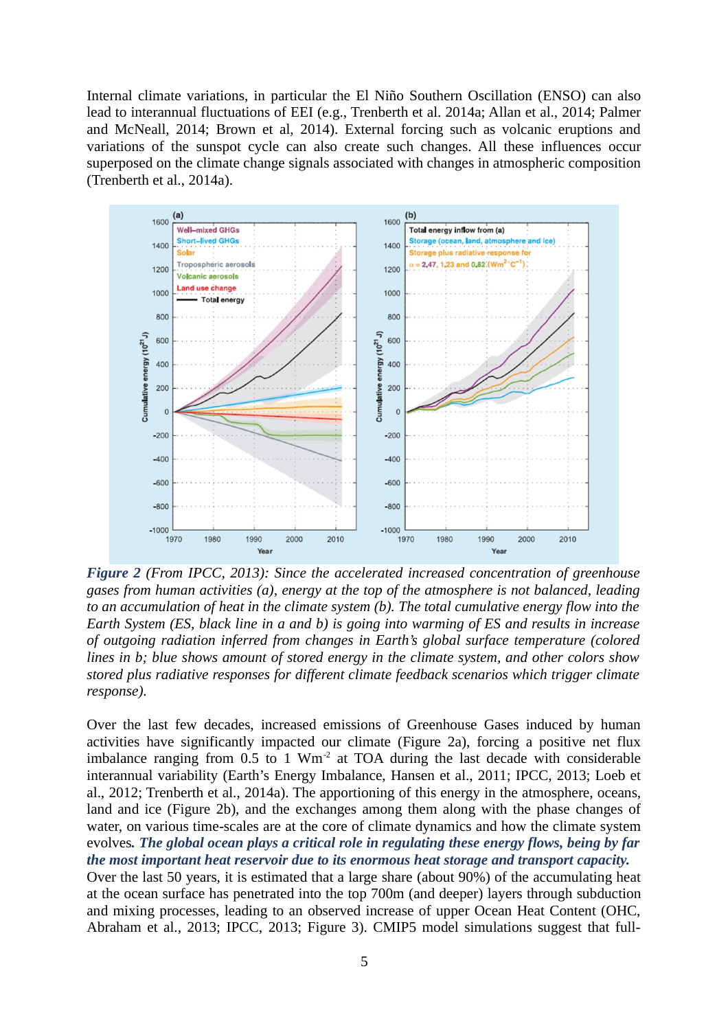Internal climate variations, in particular the El Niño Southern Oscillation (ENSO) can also lead to interannual fluctuations of EEI (e.g., Trenberth et al. 2014a; Allan et al., 2014; Palmer and McNeall, 2014; Brown et al, 2014). External forcing such as volcanic eruptions and variations of the sunspot cycle can also create such changes. All these influences occur superposed on the climate change signals associated with changes in atmospheric composition (Trenberth et al., 2014a).

***Figure 2*** *(From IPCC, 2013): Since the accelerated increased concentration of greenhouse gases from human activities (a), energy at the top of the atmosphere is not balanced, leading to an accumulation of heat in the climate system (b). The total cumulative energy flow into the Earth System (ES, black line in a and b) is going into warming of ES and results in increase of outgoing radiation inferred from changes in Earth's global surface temperature (colored lines in b; blue shows amount of stored energy in the climate system, and other colors show stored plus radiative responses for different climate feedback scenarios which trigger climate response).*

Over the last few decades, increased emissions of Greenhouse Gases induced by human activities have significantly impacted our climate (Figure 2a), forcing a positive net flux imbalance ranging from 0.5 to 1 $Wm^{-2}$ at TOA during the last decade with considerable interannual variability (Earth's Energy Imbalance, Hansen et al., 2011; IPCC, 2013; Loeb et al., 2012; Trenberth et al., 2014a). The apportioning of this energy in the atmosphere, oceans, land and ice (Figure 2b), and the exchanges among them along with the phase changes of water, on various time-scales are at the core of climate dynamics and how the climate system evolves. ***The global ocean plays a critical role in regulating these energy flows, being by far the most important heat reservoir due to its enormous heat storage and transport capacity.***

Over the last 50 years, it is estimated that a large share (about 90%) of the accumulating heat at the ocean surface has penetrated into the top 700m (and deeper) layers through subduction and mixing processes, leading to an observed increase of upper Ocean Heat Content (OHC, Abraham et al., 2013; IPCC, 2013; Figure 3). CMIP5 model simulations suggest that full-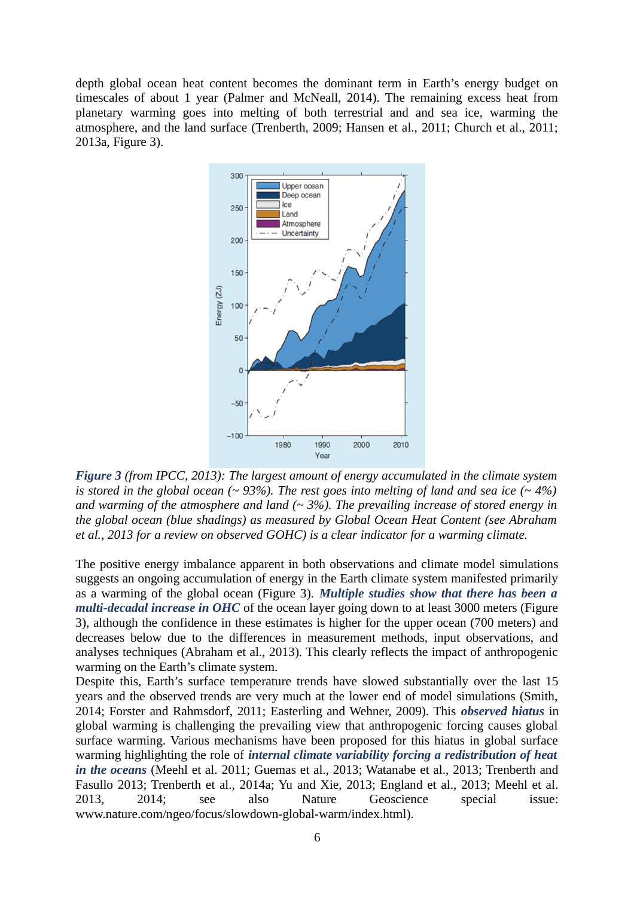depth global ocean heat content becomes the dominant term in Earth's energy budget on timescales of about 1 year (Palmer and McNeall, 2014). The remaining excess heat from planetary warming goes into melting of both terrestrial and and sea ice, warming the atmosphere, and the land surface (Trenberth, 2009; Hansen et al., 2011; Church et al., 2011; 2013a, Figure 3).

***Figure 3*** *(from IPCC, 2013): The largest amount of energy accumulated in the climate system is stored in the global ocean (~ 93%). The rest goes into melting of land and sea ice (~ 4%) and warming of the atmosphere and land (~ 3%). The prevailing increase of stored energy in the global ocean (blue shadings) as measured by Global Ocean Heat Content (see Abraham et al., 2013 for a review on observed GOHC) is a clear indicator for a warming climate.*

The positive energy imbalance apparent in both observations and climate model simulations suggests an ongoing accumulation of energy in the Earth climate system manifested primarily as a warming of the global ocean (Figure 3). ***Multiple studies show that there has been a multi-decadal increase in OHC*** of the ocean layer going down to at least 3000 meters (Figure 3), although the confidence in these estimates is higher for the upper ocean (700 meters) and decreases below due to the differences in measurement methods, input observations, and analyses techniques (Abraham et al., 2013). This clearly reflects the impact of anthropogenic warming on the Earth's climate system.
Despite this, Earth's surface temperature trends have slowed substantially over the last 15 years and the observed trends are very much at the lower end of model simulations (Smith, 2014; Forster and Rahmsdorf, 2011; Easterling and Wehner, 2009). This ***observed hiatus*** in global warming is challenging the prevailing view that anthropogenic forcing causes global surface warming. Various mechanisms have been proposed for this hiatus in global surface warming highlighting the role of ***internal climate variability forcing a redistribution of heat in the oceans*** (Meehl et al. 2011; Guemas et al., 2013; Watanabe et al., 2013; Trenberth and Fasullo 2013; Trenberth et al., 2014a; Yu and Xie, 2013; England et al., 2013; Meehl et al. 2013, 2014; see also Nature Geoscience special issue: www.nature.com/ngeo/focus/slowdown-global-warm/index.html).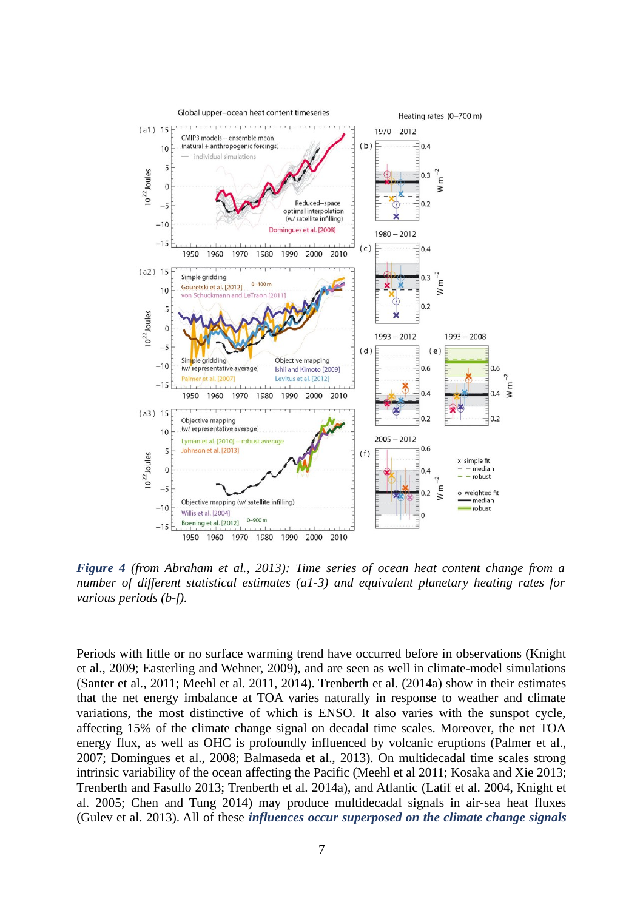***Figure 4*** *(from Abraham et al., 2013): Time series of ocean heat content change from a number of different statistical estimates (a1-3) and equivalent planetary heating rates for various periods (b-f).*

Periods with little or no surface warming trend have occurred before in observations (Knight et al., 2009; Easterling and Wehner, 2009), and are seen as well in climate-model simulations (Santer et al., 2011; Meehl et al. 2011, 2014). Trenberth et al. (2014a) show in their estimates that the net energy imbalance at TOA varies naturally in response to weather and climate variations, the most distinctive of which is ENSO. It also varies with the sunspot cycle, affecting 15% of the climate change signal on decadal time scales. Moreover, the net TOA energy flux, as well as OHC is profoundly influenced by volcanic eruptions (Palmer et al., 2007; Domingues et al., 2008; Balmaseda et al., 2013). On multidecadal time scales strong intrinsic variability of the ocean affecting the Pacific (Meehl et al 2011; Kosaka and Xie 2013; Trenberth and Fasullo 2013; Trenberth et al. 2014a), and Atlantic (Latif et al. 2004, Knight et al. 2005; Chen and Tung 2014) may produce multidecadal signals in air-sea heat fluxes (Gulev et al. 2013). All of these ***influences occur superposed on the climate change signals***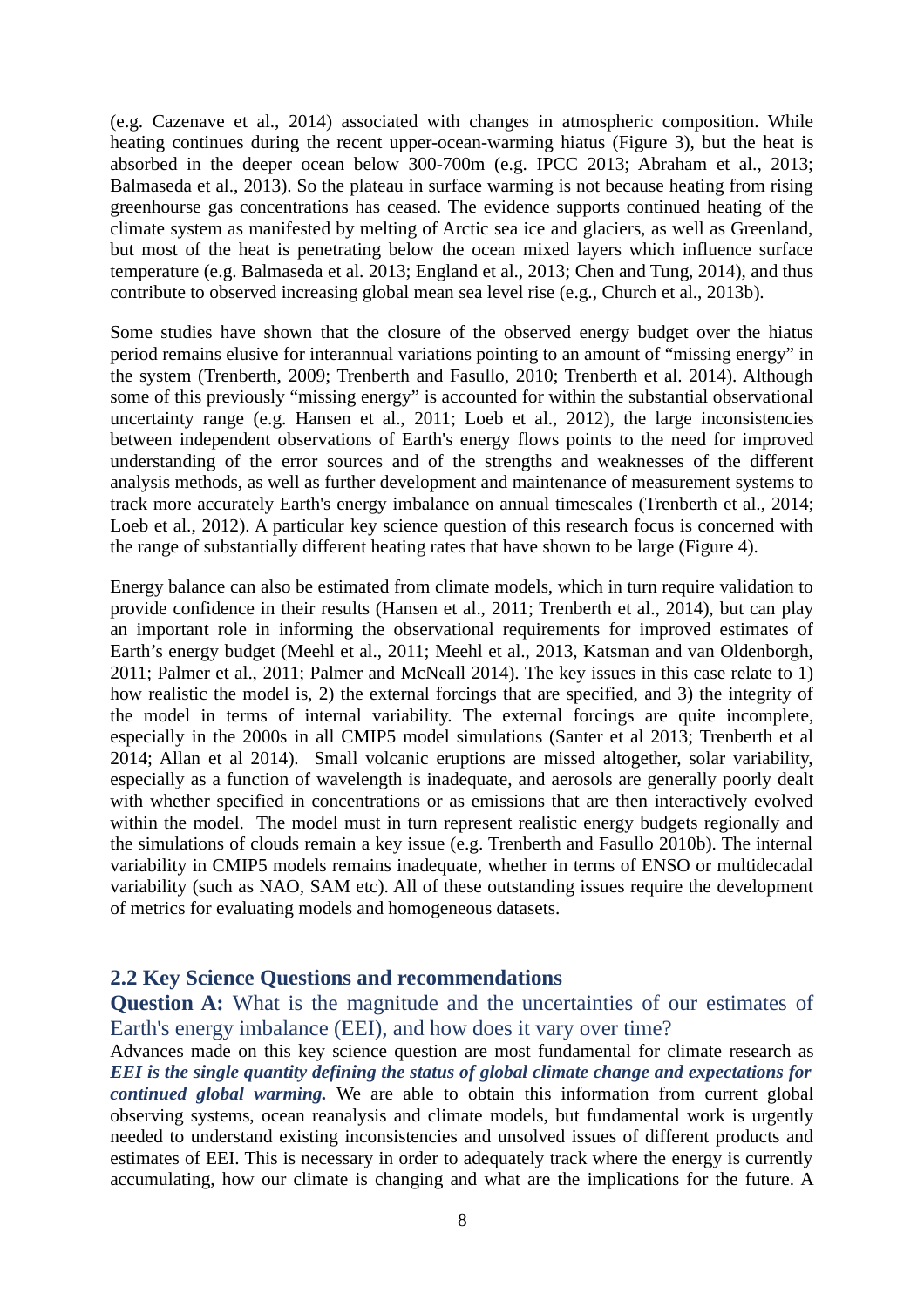(e.g. Cazenave et al., 2014) associated with changes in atmospheric composition. While heating continues during the recent upper-ocean-warming hiatus (Figure 3), but the heat is absorbed in the deeper ocean below 300-700m (e.g. IPCC 2013; Abraham et al., 2013; Balmaseda et al., 2013). So the plateau in surface warming is not because heating from rising greenhourse gas concentrations has ceased. The evidence supports continued heating of the climate system as manifested by melting of Arctic sea ice and glaciers, as well as Greenland, but most of the heat is penetrating below the ocean mixed layers which influence surface temperature (e.g. Balmaseda et al. 2013; England et al., 2013; Chen and Tung, 2014), and thus contribute to observed increasing global mean sea level rise (e.g., Church et al., 2013b).

Some studies have shown that the closure of the observed energy budget over the hiatus period remains elusive for interannual variations pointing to an amount of "missing energy" in the system (Trenberth, 2009; Trenberth and Fasullo, 2010; Trenberth et al. 2014). Although some of this previously "missing energy" is accounted for within the substantial observational uncertainty range (e.g. Hansen et al., 2011; Loeb et al., 2012), the large inconsistencies between independent observations of Earth's energy flows points to the need for improved understanding of the error sources and of the strengths and weaknesses of the different analysis methods, as well as further development and maintenance of measurement systems to track more accurately Earth's energy imbalance on annual timescales (Trenberth et al., 2014; Loeb et al., 2012). A particular key science question of this research focus is concerned with the range of substantially different heating rates that have shown to be large (Figure 4).

Energy balance can also be estimated from climate models, which in turn require validation to provide confidence in their results (Hansen et al., 2011; Trenberth et al., 2014), but can play an important role in informing the observational requirements for improved estimates of Earth's energy budget (Meehl et al., 2011; Meehl et al., 2013, Katsman and van Oldenborgh, 2011; Palmer et al., 2011; Palmer and McNeall 2014). The key issues in this case relate to 1) how realistic the model is, 2) the external forcings that are specified, and 3) the integrity of the model in terms of internal variability. The external forcings are quite incomplete, especially in the 2000s in all CMIP5 model simulations (Santer et al 2013; Trenberth et al 2014; Allan et al 2014). Small volcanic eruptions are missed altogether, solar variability, especially as a function of wavelength is inadequate, and aerosols are generally poorly dealt with whether specified in concentrations or as emissions that are then interactively evolved within the model. The model must in turn represent realistic energy budgets regionally and the simulations of clouds remain a key issue (e.g. Trenberth and Fasullo 2010b). The internal variability in CMIP5 models remains inadequate, whether in terms of ENSO or multidecadal variability (such as NAO, SAM etc). All of these outstanding issues require the development of metrics for evaluating models and homogeneous datasets.

## 2.2 Key Science Questions and recommendations

**Question A:** What is the magnitude and the uncertainties of our estimates of Earth's energy imbalance (EEI), and how does it vary over time?

Advances made on this key science question are most fundamental for climate research as ***EEI is the single quantity defining the status of global climate change and expectations for continued global warming.*** We are able to obtain this information from current global observing systems, ocean reanalysis and climate models, but fundamental work is urgently needed to understand existing inconsistencies and unsolved issues of different products and estimates of EEI. This is necessary in order to adequately track where the energy is currently accumulating, how our climate is changing and what are the implications for the future. A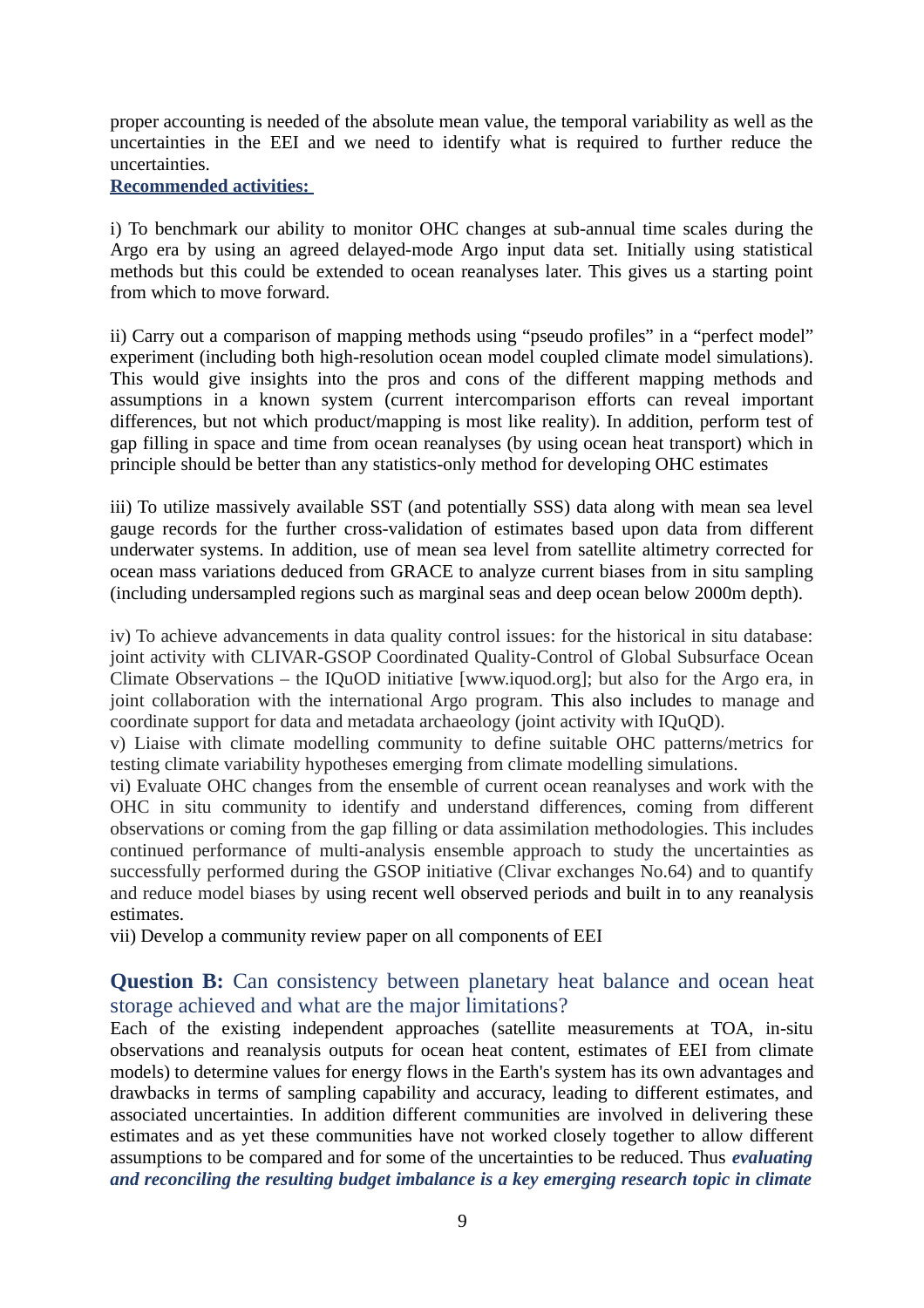proper accounting is needed of the absolute mean value, the temporal variability as well as the uncertainties in the EEI and we need to identify what is required to further reduce the uncertainties.

**Recommended activities:**

i) To benchmark our ability to monitor OHC changes at sub-annual time scales during the Argo era by using an agreed delayed-mode Argo input data set. Initially using statistical methods but this could be extended to ocean reanalyses later. This gives us a starting point from which to move forward.

ii) Carry out a comparison of mapping methods using "pseudo profiles" in a "perfect model" experiment (including both high-resolution ocean model coupled climate model simulations). This would give insights into the pros and cons of the different mapping methods and assumptions in a known system (current intercomparison efforts can reveal important differences, but not which product/mapping is most like reality). In addition, perform test of gap filling in space and time from ocean reanalyses (by using ocean heat transport) which in principle should be better than any statistics-only method for developing OHC estimates

iii) To utilize massively available SST (and potentially SSS) data along with mean sea level gauge records for the further cross-validation of estimates based upon data from different underwater systems. In addition, use of mean sea level from satellite altimetry corrected for ocean mass variations deduced from GRACE to analyze current biases from in situ sampling (including undersampled regions such as marginal seas and deep ocean below 2000m depth).

iv) To achieve advancements in data quality control issues: for the historical in situ database: joint activity with CLIVAR-GSOP Coordinated Quality-Control of Global Subsurface Ocean Climate Observations – the IQuOD initiative [www.iquod.org]; but also for the Argo era, in joint collaboration with the international Argo program. This also includes to manage and coordinate support for data and metadata archaeology (joint activity with IQuQD).
v) Liaise with climate modelling community to define suitable OHC patterns/metrics for testing climate variability hypotheses emerging from climate modelling simulations.
vi) Evaluate OHC changes from the ensemble of current ocean reanalyses and work with the OHC in situ community to identify and understand differences, coming from different observations or coming from the gap filling or data assimilation methodologies. This includes continued performance of multi-analysis ensemble approach to study the uncertainties as successfully performed during the GSOP initiative (Clivar exchanges No.64) and to quantify and reduce model biases by using recent well observed periods and built in to any reanalysis estimates.
vii) Develop a community review paper on all components of EEI

### **Question B:** Can consistency between planetary heat balance and ocean heat storage achieved and what are the major limitations?

Each of the existing independent approaches (satellite measurements at TOA, in-situ observations and reanalysis outputs for ocean heat content, estimates of EEI from climate models) to determine values for energy flows in the Earth's system has its own advantages and drawbacks in terms of sampling capability and accuracy, leading to different estimates, and associated uncertainties. In addition different communities are involved in delivering these estimates and as yet these communities have not worked closely together to allow different assumptions to be compared and for some of the uncertainties to be reduced. Thus ***evaluating and reconciling the resulting budget imbalance is a key emerging research topic in climate***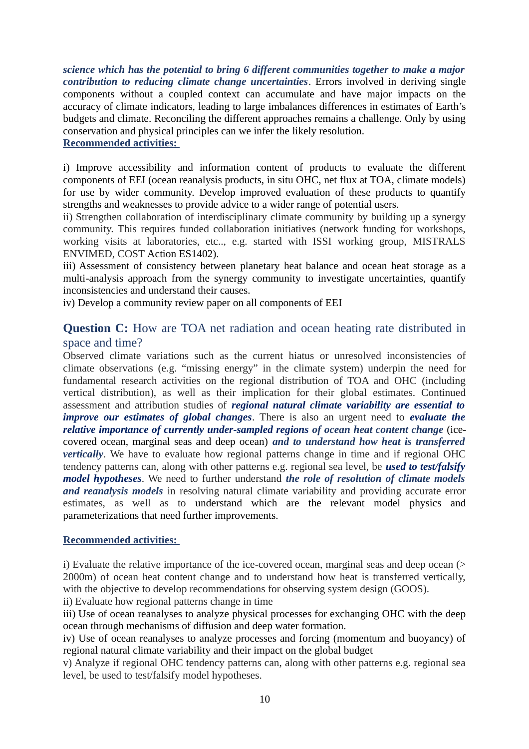***science which has the potential to bring 6 different communities together to make a major contribution to reducing climate change uncertainties***. Errors involved in deriving single components without a coupled context can accumulate and have major impacts on the accuracy of climate indicators, leading to large imbalances differences in estimates of Earth's budgets and climate. Reconciling the different approaches remains a challenge. Only by using conservation and physical principles can we infer the likely resolution.

**Recommended activities:**

i) Improve accessibility and information content of products to evaluate the different components of EEI (ocean reanalysis products, in situ OHC, net flux at TOA, climate models) for use by wider community. Develop improved evaluation of these products to quantify strengths and weaknesses to provide advice to a wider range of potential users.
ii) Strengthen collaboration of interdisciplinary climate community by building up a synergy community. This requires funded collaboration initiatives (network funding for workshops, working visits at laboratories, etc.., e.g. started with ISSI working group, MISTRALS ENVIMED, COST Action ES1402).
iii) Assessment of consistency between planetary heat balance and ocean heat storage as a multi-analysis approach from the synergy community to investigate uncertainties, quantify inconsistencies and understand their causes.
iv) Develop a community review paper on all components of EEI

## **Question C:** How are TOA net radiation and ocean heating rate distributed in space and time?

Observed climate variations such as the current hiatus or unresolved inconsistencies of climate observations (e.g. "missing energy" in the climate system) underpin the need for fundamental research activities on the regional distribution of TOA and OHC (including vertical distribution), as well as their implication for their global estimates. Continued assessment and attribution studies of ***regional natural climate variability are essential to improve our estimates of global changes***. There is also an urgent need to ***evaluate the relative importance of currently under-sampled regions of ocean heat content change*** (ice-covered ocean, marginal seas and deep ocean) ***and to understand how heat is transferred vertically***. We have to evaluate how regional patterns change in time and if regional OHC tendency patterns can, along with other patterns e.g. regional sea level, be ***used to test/falsify model hypotheses***. We need to further understand ***the role of resolution of climate models and reanalysis models*** in resolving natural climate variability and providing accurate error estimates, as well as to understand which are the relevant model physics and parameterizations that need further improvements.

**Recommended activities:**

i) Evaluate the relative importance of the ice-covered ocean, marginal seas and deep ocean (> 2000m) of ocean heat content change and to understand how heat is transferred vertically, with the objective to develop recommendations for observing system design (GOOS).
ii) Evaluate how regional patterns change in time
iii) Use of ocean reanalyses to analyze physical processes for exchanging OHC with the deep ocean through mechanisms of diffusion and deep water formation.
iv) Use of ocean reanalyses to analyze processes and forcing (momentum and buoyancy) of regional natural climate variability and their impact on the global budget
v) Analyze if regional OHC tendency patterns can, along with other patterns e.g. regional sea level, be used to test/falsify model hypotheses.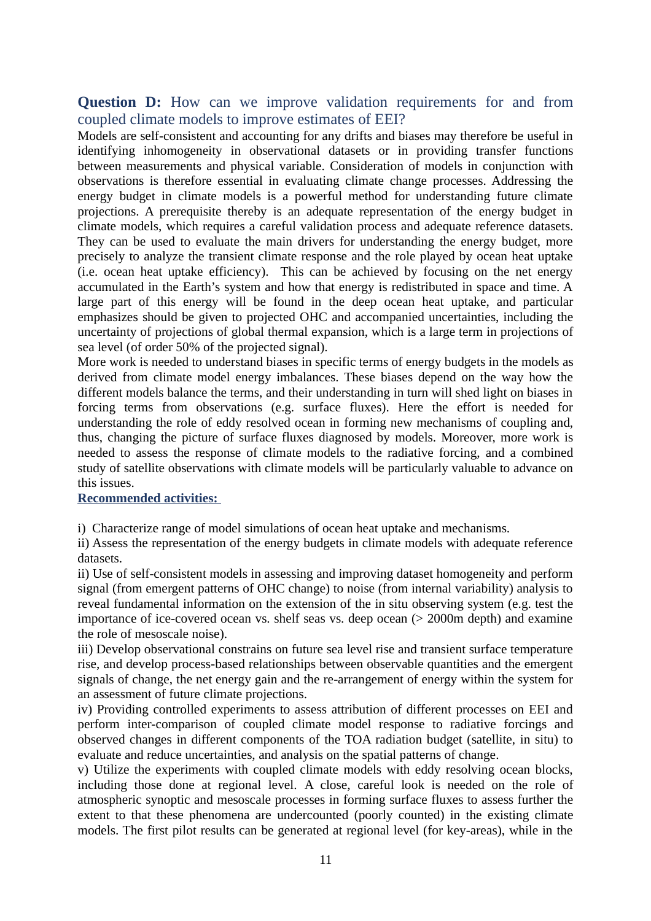## **Question D:** How can we improve validation requirements for and from coupled climate models to improve estimates of EEI?

Models are self-consistent and accounting for any drifts and biases may therefore be useful in identifying inhomogeneity in observational datasets or in providing transfer functions between measurements and physical variable. Consideration of models in conjunction with observations is therefore essential in evaluating climate change processes. Addressing the energy budget in climate models is a powerful method for understanding future climate projections. A prerequisite thereby is an adequate representation of the energy budget in climate models, which requires a careful validation process and adequate reference datasets. They can be used to evaluate the main drivers for understanding the energy budget, more precisely to analyze the transient climate response and the role played by ocean heat uptake (i.e. ocean heat uptake efficiency). This can be achieved by focusing on the net energy accumulated in the Earth's system and how that energy is redistributed in space and time. A large part of this energy will be found in the deep ocean heat uptake, and particular emphasizes should be given to projected OHC and accompanied uncertainties, including the uncertainty of projections of global thermal expansion, which is a large term in projections of sea level (of order 50% of the projected signal).

More work is needed to understand biases in specific terms of energy budgets in the models as derived from climate model energy imbalances. These biases depend on the way how the different models balance the terms, and their understanding in turn will shed light on biases in forcing terms from observations (e.g. surface fluxes). Here the effort is needed for understanding the role of eddy resolved ocean in forming new mechanisms of coupling and, thus, changing the picture of surface fluxes diagnosed by models. Moreover, more work is needed to assess the response of climate models to the radiative forcing, and a combined study of satellite observations with climate models will be particularly valuable to advance on this issues.

**Recommended activities:**

i) Characterize range of model simulations of ocean heat uptake and mechanisms.

ii) Assess the representation of the energy budgets in climate models with adequate reference datasets.

ii) Use of self-consistent models in assessing and improving dataset homogeneity and perform signal (from emergent patterns of OHC change) to noise (from internal variability) analysis to reveal fundamental information on the extension of the in situ observing system (e.g. test the importance of ice-covered ocean vs. shelf seas vs. deep ocean (> 2000m depth) and examine the role of mesoscale noise).

iii) Develop observational constrains on future sea level rise and transient surface temperature rise, and develop process-based relationships between observable quantities and the emergent signals of change, the net energy gain and the re-arrangement of energy within the system for an assessment of future climate projections.

iv) Providing controlled experiments to assess attribution of different processes on EEI and perform inter-comparison of coupled climate model response to radiative forcings and observed changes in different components of the TOA radiation budget (satellite, in situ) to evaluate and reduce uncertainties, and analysis on the spatial patterns of change.

v) Utilize the experiments with coupled climate models with eddy resolving ocean blocks, including those done at regional level. A close, careful look is needed on the role of atmospheric synoptic and mesoscale processes in forming surface fluxes to assess further the extent to that these phenomena are undercounted (poorly counted) in the existing climate models. The first pilot results can be generated at regional level (for key-areas), while in the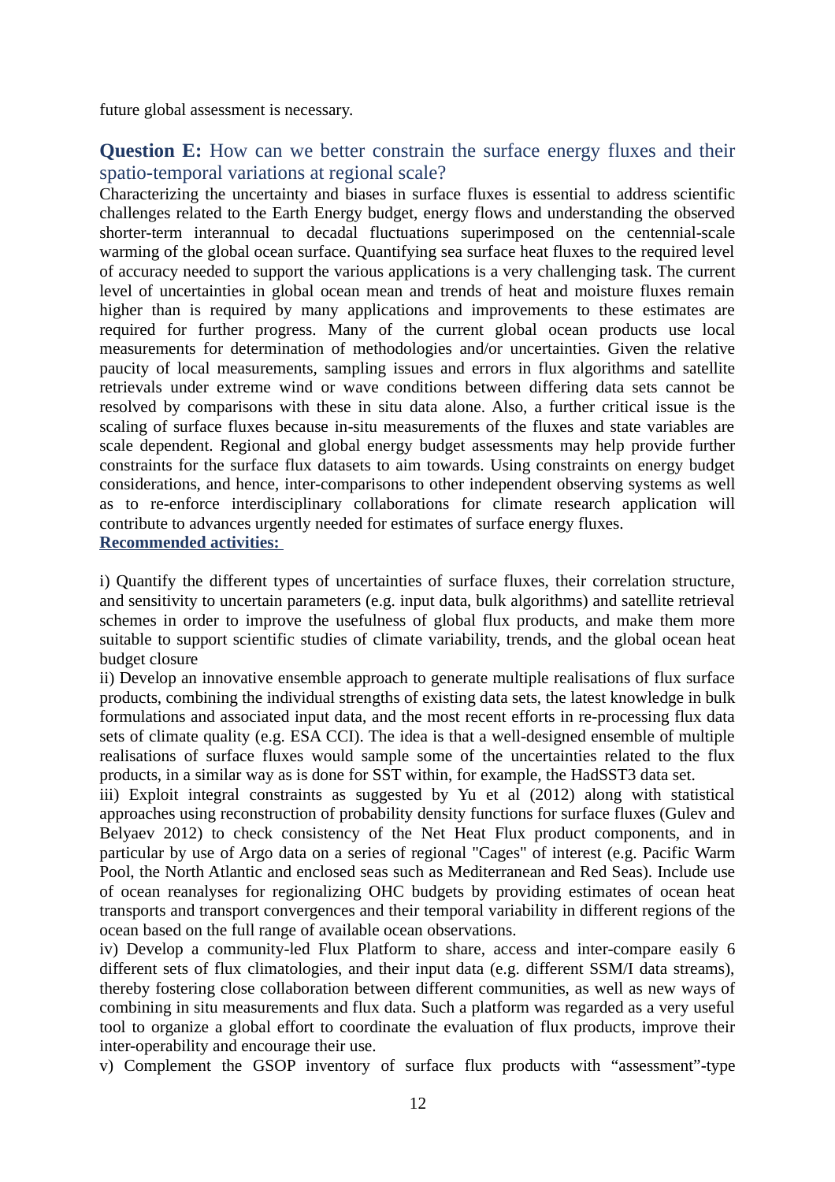future global assessment is necessary.

## **Question E:** How can we better constrain the surface energy fluxes and their spatio-temporal variations at regional scale?

Characterizing the uncertainty and biases in surface fluxes is essential to address scientific challenges related to the Earth Energy budget, energy flows and understanding the observed shorter-term interannual to decadal fluctuations superimposed on the centennial-scale warming of the global ocean surface. Quantifying sea surface heat fluxes to the required level of accuracy needed to support the various applications is a very challenging task. The current level of uncertainties in global ocean mean and trends of heat and moisture fluxes remain higher than is required by many applications and improvements to these estimates are required for further progress. Many of the current global ocean products use local measurements for determination of methodologies and/or uncertainties. Given the relative paucity of local measurements, sampling issues and errors in flux algorithms and satellite retrievals under extreme wind or wave conditions between differing data sets cannot be resolved by comparisons with these in situ data alone. Also, a further critical issue is the scaling of surface fluxes because in-situ measurements of the fluxes and state variables are scale dependent. Regional and global energy budget assessments may help provide further constraints for the surface flux datasets to aim towards. Using constraints on energy budget considerations, and hence, inter-comparisons to other independent observing systems as well as to re-enforce interdisciplinary collaborations for climate research application will contribute to advances urgently needed for estimates of surface energy fluxes.

**Recommended activities:**

i) Quantify the different types of uncertainties of surface fluxes, their correlation structure, and sensitivity to uncertain parameters (e.g. input data, bulk algorithms) and satellite retrieval schemes in order to improve the usefulness of global flux products, and make them more suitable to support scientific studies of climate variability, trends, and the global ocean heat budget closure

ii) Develop an innovative ensemble approach to generate multiple realisations of flux surface products, combining the individual strengths of existing data sets, the latest knowledge in bulk formulations and associated input data, and the most recent efforts in re-processing flux data sets of climate quality (e.g. ESA CCI). The idea is that a well-designed ensemble of multiple realisations of surface fluxes would sample some of the uncertainties related to the flux products, in a similar way as is done for SST within, for example, the HadSST3 data set.

iii) Exploit integral constraints as suggested by Yu et al (2012) along with statistical approaches using reconstruction of probability density functions for surface fluxes (Gulev and Belyaev 2012) to check consistency of the Net Heat Flux product components, and in particular by use of Argo data on a series of regional "Cages" of interest (e.g. Pacific Warm Pool, the North Atlantic and enclosed seas such as Mediterranean and Red Seas). Include use of ocean reanalyses for regionalizing OHC budgets by providing estimates of ocean heat transports and transport convergences and their temporal variability in different regions of the ocean based on the full range of available ocean observations.

iv) Develop a community-led Flux Platform to share, access and inter-compare easily 6 different sets of flux climatologies, and their input data (e.g. different SSM/I data streams), thereby fostering close collaboration between different communities, as well as new ways of combining in situ measurements and flux data. Such a platform was regarded as a very useful tool to organize a global effort to coordinate the evaluation of flux products, improve their inter-operability and encourage their use.

v) Complement the GSOP inventory of surface flux products with “assessment”-type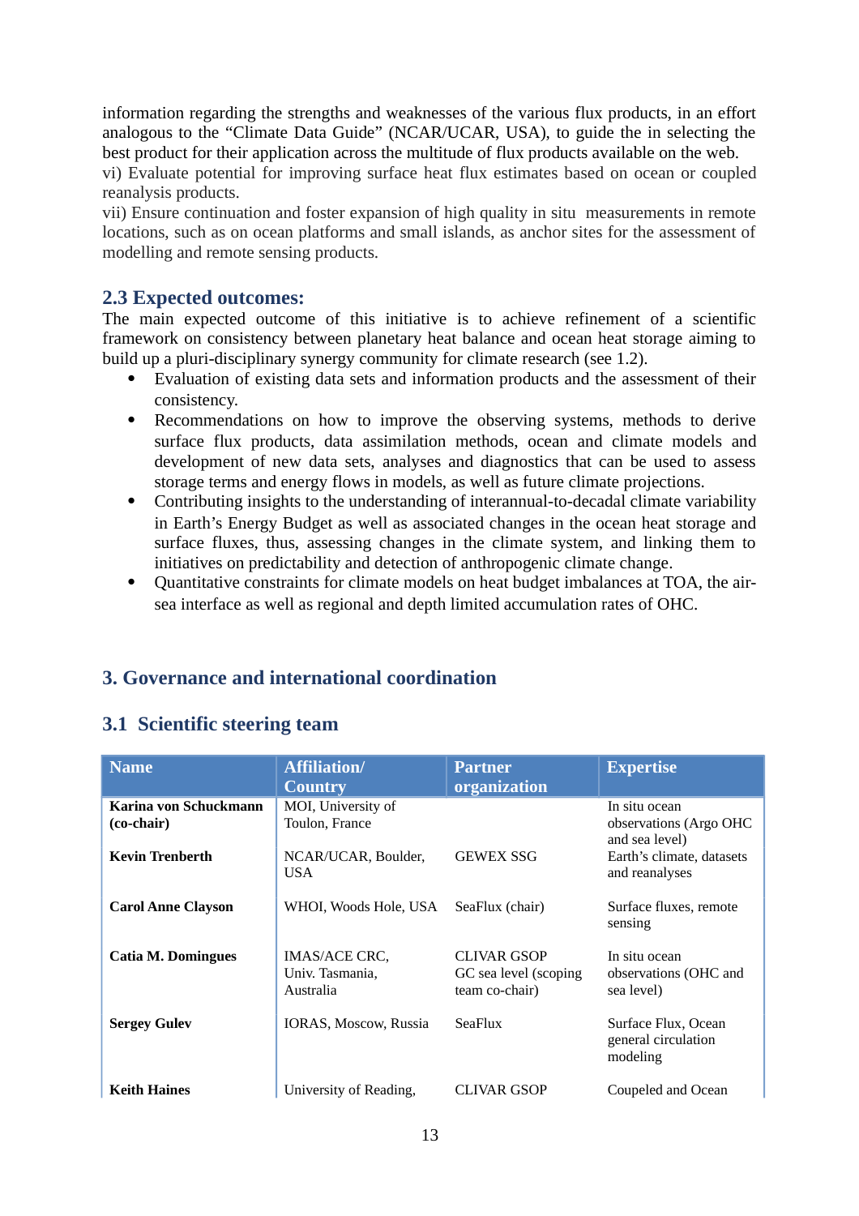information regarding the strengths and weaknesses of the various flux products, in an effort analogous to the "Climate Data Guide" (NCAR/UCAR, USA), to guide the in selecting the best product for their application across the multitude of flux products available on the web.
vi) Evaluate potential for improving surface heat flux estimates based on ocean or coupled reanalysis products.
vii) Ensure continuation and foster expansion of high quality in situ measurements in remote locations, such as on ocean platforms and small islands, as anchor sites for the assessment of modelling and remote sensing products.

### 2.3 Expected outcomes:

The main expected outcome of this initiative is to achieve refinement of a scientific framework on consistency between planetary heat balance and ocean heat storage aiming to build up a pluri-disciplinary synergy community for climate research (see 1.2).

- Evaluation of existing data sets and information products and the assessment of their consistency.
- Recommendations on how to improve the observing systems, methods to derive surface flux products, data assimilation methods, ocean and climate models and development of new data sets, analyses and diagnostics that can be used to assess storage terms and energy flows in models, as well as future climate projections.
- Contributing insights to the understanding of interannual-to-decadal climate variability in Earth's Energy Budget as well as associated changes in the ocean heat storage and surface fluxes, thus, assessing changes in the climate system, and linking them to initiatives on predictability and detection of anthropogenic climate change.
- Quantitative constraints for climate models on heat budget imbalances at TOA, the air-sea interface as well as regional and depth limited accumulation rates of OHC.

## 3. Governance and international coordination

### 3.1 Scientific steering team

| Name | Affiliation/ Country | Partner organization | Expertise |
|---|---|---|---|
| **Karina von Schuckmann (co-chair)** | MOI, University of Toulon, France | | In situ ocean observations (Argo OHC and sea level) |
| **Kevin Trenberth** | NCAR/UCAR, Boulder, USA | GEWEX SSG | Earth's climate, datasets and reanalyses |
| **Carol Anne Clayson** | WHOI, Woods Hole, USA | SeaFlux (chair) | Surface fluxes, remote sensing |
| **Catia M. Domingues** | IMAS/ACE CRC, Univ. Tasmania, Australia | CLIVAR GSOP GC sea level (scoping team co-chair) | In situ ocean observations (OHC and sea level) |
| **Sergey Gulev** | IORAS, Moscow, Russia | SeaFlux | Surface Flux, Ocean general circulation modeling |
| **Keith Haines** | University of Reading, | CLIVAR GSOP | Coupeled and Ocean |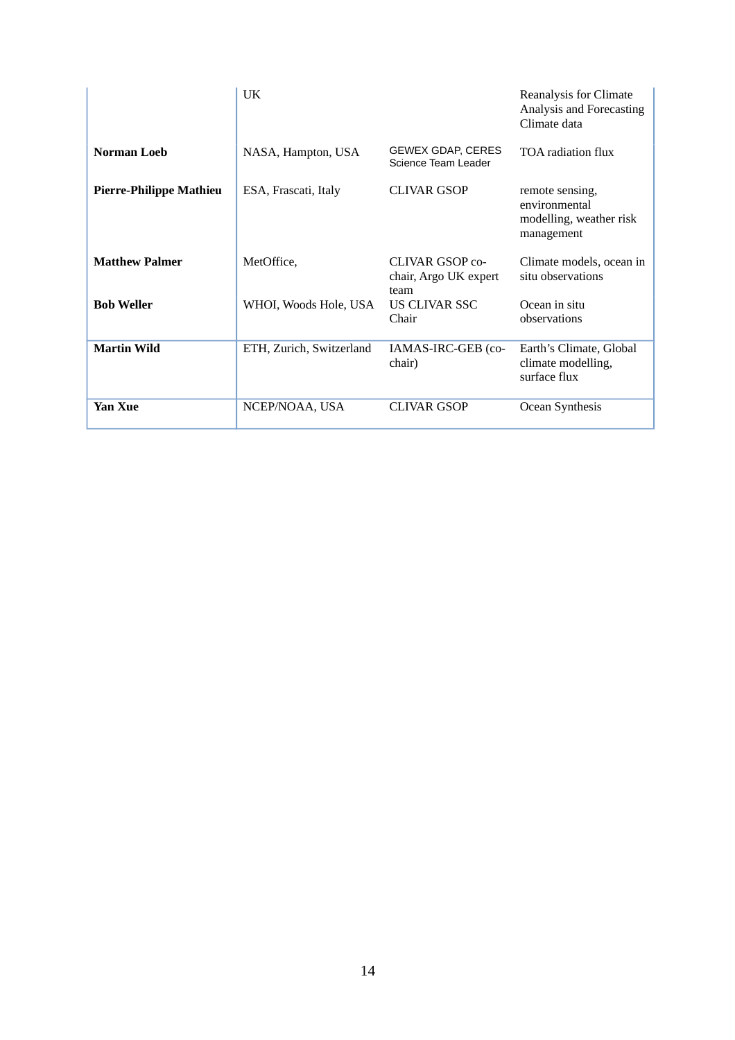| | | | |
|---|---|---|---|
| | UK | | Reanalysis for Climate Analysis and Forecasting Climate data |
| **Norman Loeb** | NASA, Hampton, USA | GEWEX GDAP, CERES Science Team Leader | TOA radiation flux |
| **Pierre-Philippe Mathieu** | ESA, Frascati, Italy | CLIVAR GSOP | remote sensing, environmental modelling, weather risk management |
| **Matthew Palmer** | MetOffice, | CLIVAR GSOP co-chair, Argo UK expert team | Climate models, ocean in situ observations |
| **Bob Weller** | WHOI, Woods Hole, USA | US CLIVAR SSC Chair | Ocean in situ observations |
| **Martin Wild** | ETH, Zurich, Switzerland | IAMAS-IRC-GEB (co-chair) | Earth's Climate, Global climate modelling, surface flux |
| **Yan Xue** | NCEP/NOAA, USA | CLIVAR GSOP | Ocean Synthesis |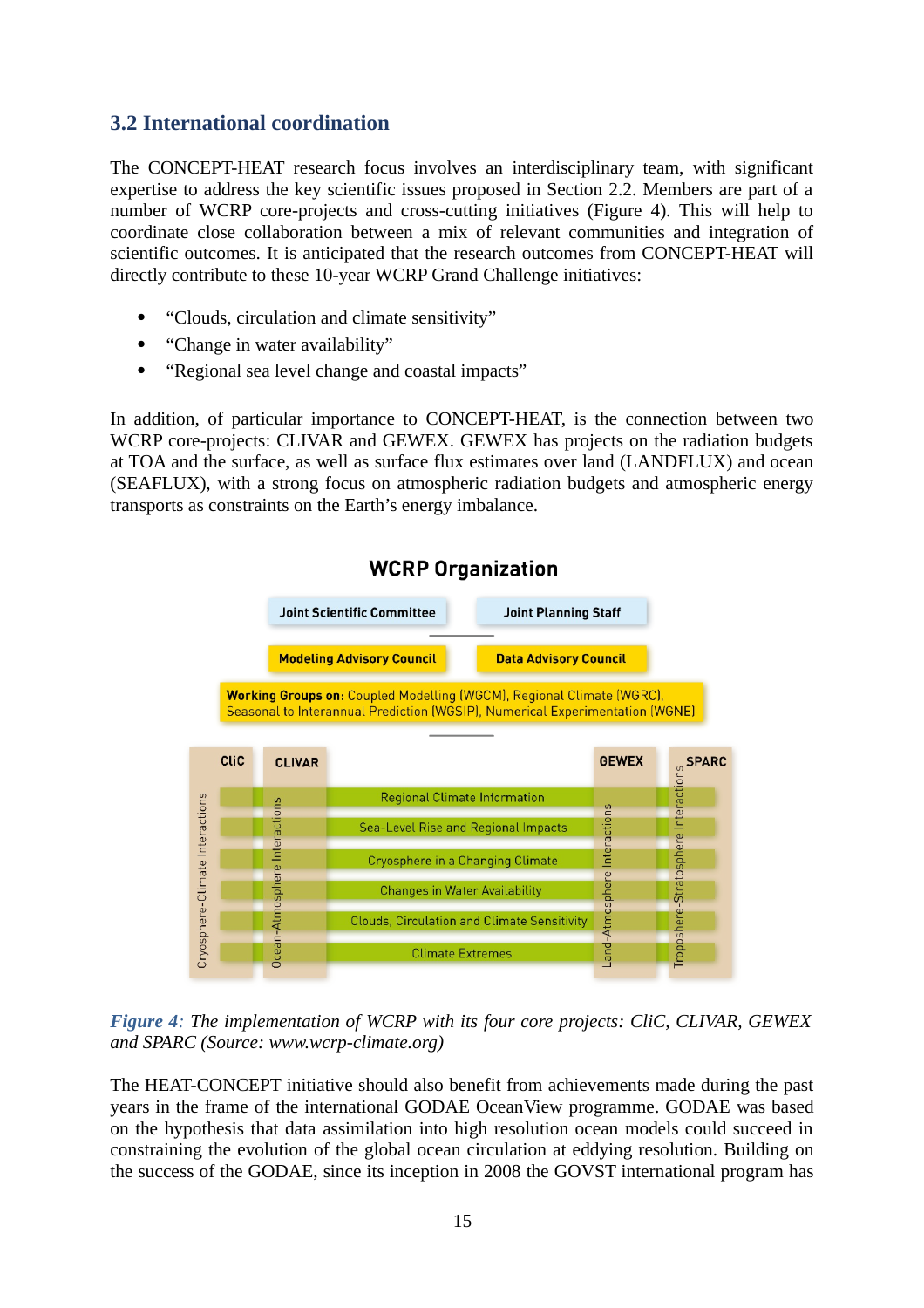### 3.2 International coordination

The CONCEPT-HEAT research focus involves an interdisciplinary team, with significant expertise to address the key scientific issues proposed in Section 2.2. Members are part of a number of WCRP core-projects and cross-cutting initiatives (Figure 4). This will help to coordinate close collaboration between a mix of relevant communities and integration of scientific outcomes. It is anticipated that the research outcomes from CONCEPT-HEAT will directly contribute to these 10-year WCRP Grand Challenge initiatives:

- "Clouds, circulation and climate sensitivity"
- "Change in water availability"
- "Regional sea level change and coastal impacts"

In addition, of particular importance to CONCEPT-HEAT, is the connection between two WCRP core-projects: CLIVAR and GEWEX. GEWEX has projects on the radiation budgets at TOA and the surface, as well as surface flux estimates over land (LANDFLUX) and ocean (SEAFLUX), with a strong focus on atmospheric radiation budgets and atmospheric energy transports as constraints on the Earth's energy imbalance.

**WCRP Organization**

Joint Scientific Committee | Joint Planning Staff

Modeling Advisory Council | Data Advisory Council

**Working Groups on:** Coupled Modelling (WGCM), Regional Climate (WGRC), Seasonal to Interannual Prediction (WGSIP), Numerical Experimentation (WGNE)

CliC (Cryosphere-Climate Interactions) | CLIVAR (Ocean-Atmosphere Interactions) | GEWEX (Land-Atmosphere Interactions) | SPARC (Troposphere-Stratosphere Interactions)

- Regional Climate Information
- Sea-Level Rise and Regional Impacts
- Cryosphere in a Changing Climate
- Changes in Water Availability
- Clouds, Circulation and Climate Sensitivity
- Climate Extremes

*Figure 4: The implementation of WCRP with its four core projects: CliC, CLIVAR, GEWEX and SPARC (Source: www.wcrp-climate.org)*

The HEAT-CONCEPT initiative should also benefit from achievements made during the past years in the frame of the international GODAE OceanView programme. GODAE was based on the hypothesis that data assimilation into high resolution ocean models could succeed in constraining the evolution of the global ocean circulation at eddying resolution. Building on the success of the GODAE, since its inception in 2008 the GOVST international program has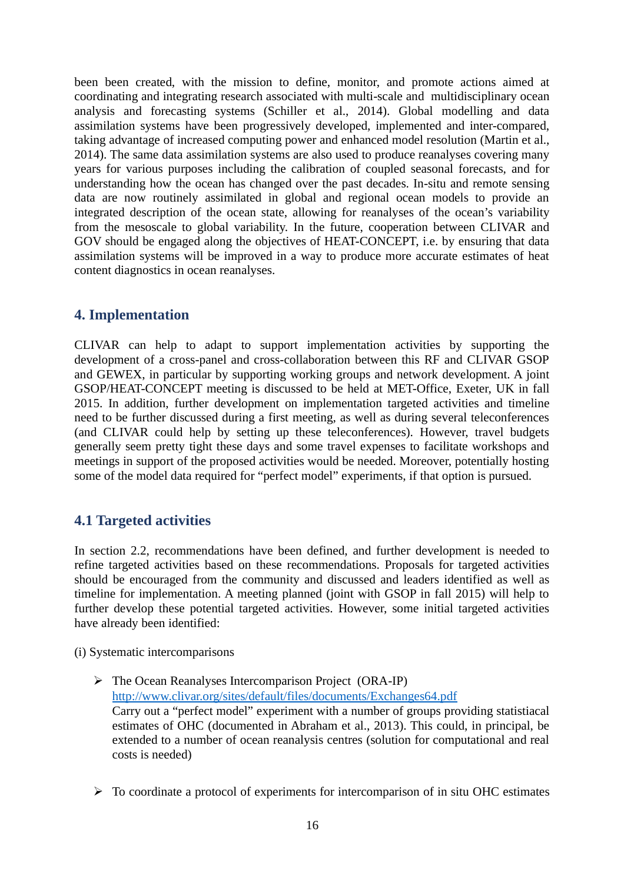been been created, with the mission to define, monitor, and promote actions aimed at coordinating and integrating research associated with multi-scale and multidisciplinary ocean analysis and forecasting systems (Schiller et al., 2014). Global modelling and data assimilation systems have been progressively developed, implemented and inter-compared, taking advantage of increased computing power and enhanced model resolution (Martin et al., 2014). The same data assimilation systems are also used to produce reanalyses covering many years for various purposes including the calibration of coupled seasonal forecasts, and for understanding how the ocean has changed over the past decades. In-situ and remote sensing data are now routinely assimilated in global and regional ocean models to provide an integrated description of the ocean state, allowing for reanalyses of the ocean's variability from the mesoscale to global variability. In the future, cooperation between CLIVAR and GOV should be engaged along the objectives of HEAT-CONCEPT, i.e. by ensuring that data assimilation systems will be improved in a way to produce more accurate estimates of heat content diagnostics in ocean reanalyses.

## 4. Implementation

CLIVAR can help to adapt to support implementation activities by supporting the development of a cross-panel and cross-collaboration between this RF and CLIVAR GSOP and GEWEX, in particular by supporting working groups and network development. A joint GSOP/HEAT-CONCEPT meeting is discussed to be held at MET-Office, Exeter, UK in fall 2015. In addition, further development on implementation targeted activities and timeline need to be further discussed during a first meeting, as well as during several teleconferences (and CLIVAR could help by setting up these teleconferences). However, travel budgets generally seem pretty tight these days and some travel expenses to facilitate workshops and meetings in support of the proposed activities would be needed. Moreover, potentially hosting some of the model data required for "perfect model" experiments, if that option is pursued.

### 4.1 Targeted activities

In section 2.2, recommendations have been defined, and further development is needed to refine targeted activities based on these recommendations. Proposals for targeted activities should be encouraged from the community and discussed and leaders identified as well as timeline for implementation. A meeting planned (joint with GSOP in fall 2015) will help to further develop these potential targeted activities. However, some initial targeted activities have already been identified:

(i) Systematic intercomparisons

- The Ocean Reanalyses Intercomparison Project (ORA-IP) [http://www.clivar.org/sites/default/files/documents/Exchanges64.pdf](http://www.clivar.org/sites/default/files/documents/Exchanges64.pdf)
  Carry out a "perfect model" experiment with a number of groups providing statistiacal estimates of OHC (documented in Abraham et al., 2013). This could, in principal, be extended to a number of ocean reanalysis centres (solution for computational and real costs is needed)

- To coordinate a protocol of experiments for intercomparison of in situ OHC estimates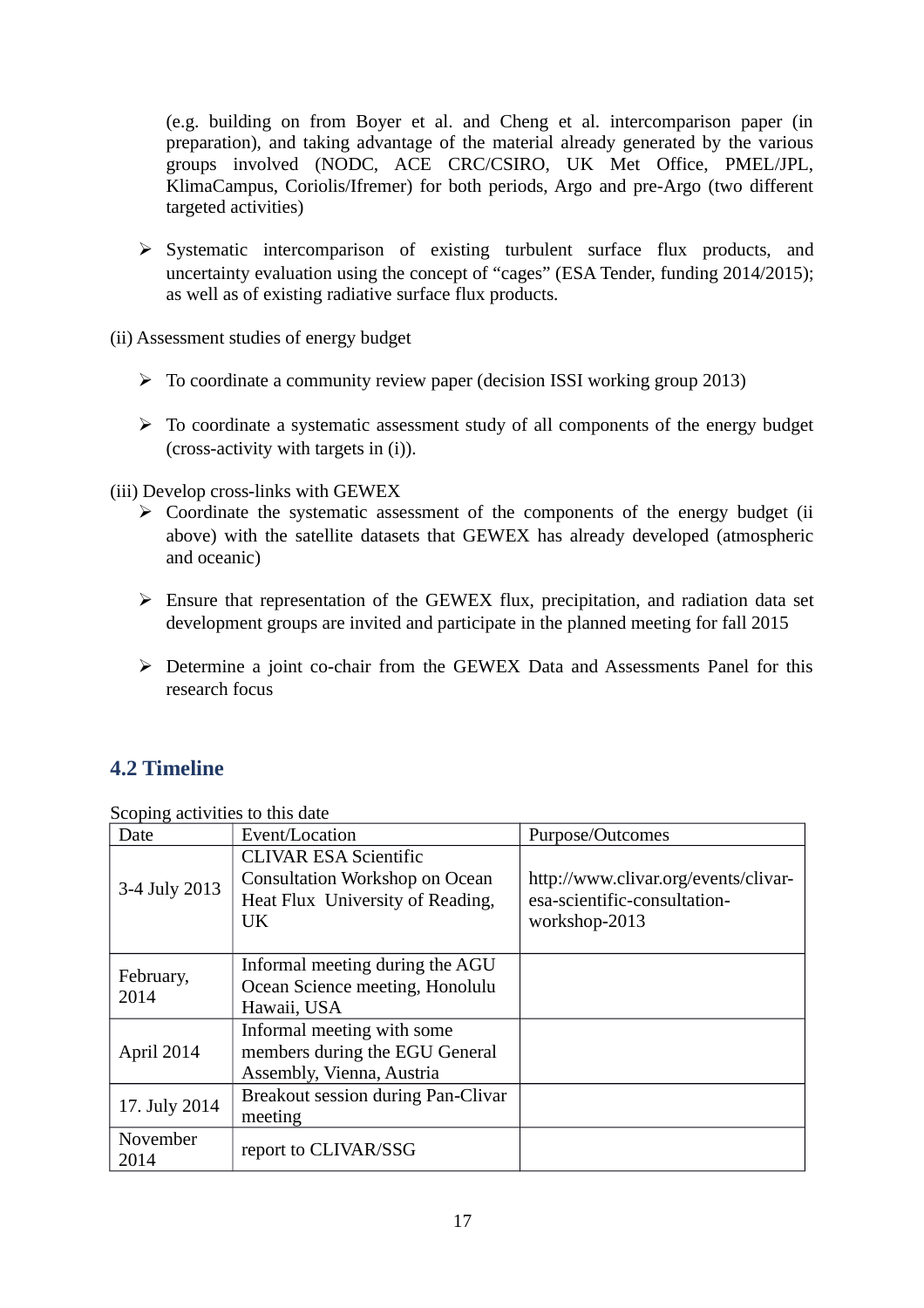(e.g. building on from Boyer et al. and Cheng et al. intercomparison paper (in preparation), and taking advantage of the material already generated by the various groups involved (NODC, ACE CRC/CSIRO, UK Met Office, PMEL/JPL, KlimaCampus, Coriolis/Ifremer) for both periods, Argo and pre-Argo (two different targeted activities)

- Systematic intercomparison of existing turbulent surface flux products, and uncertainty evaluation using the concept of "cages" (ESA Tender, funding 2014/2015); as well as of existing radiative surface flux products.

(ii) Assessment studies of energy budget

- To coordinate a community review paper (decision ISSI working group 2013)
- To coordinate a systematic assessment study of all components of the energy budget (cross-activity with targets in (i)).

(iii) Develop cross-links with GEWEX

- Coordinate the systematic assessment of the components of the energy budget (ii above) with the satellite datasets that GEWEX has already developed (atmospheric and oceanic)
- Ensure that representation of the GEWEX flux, precipitation, and radiation data set development groups are invited and participate in the planned meeting for fall 2015
- Determine a joint co-chair from the GEWEX Data and Assessments Panel for this research focus

## 4.2 Timeline

Scoping activities to this date

| Date | Event/Location | Purpose/Outcomes |
|---|---|---|
| 3-4 July 2013 | CLIVAR ESA Scientific Consultation Workshop on Ocean Heat Flux University of Reading, UK | http://www.clivar.org/events/clivar-esa-scientific-consultation-workshop-2013 |
| February, 2014 | Informal meeting during the AGU Ocean Science meeting, Honolulu Hawaii, USA | |
| April 2014 | Informal meeting with some members during the EGU General Assembly, Vienna, Austria | |
| 17. July 2014 | Breakout session during Pan-Clivar meeting | |
| November 2014 | report to CLIVAR/SSG | |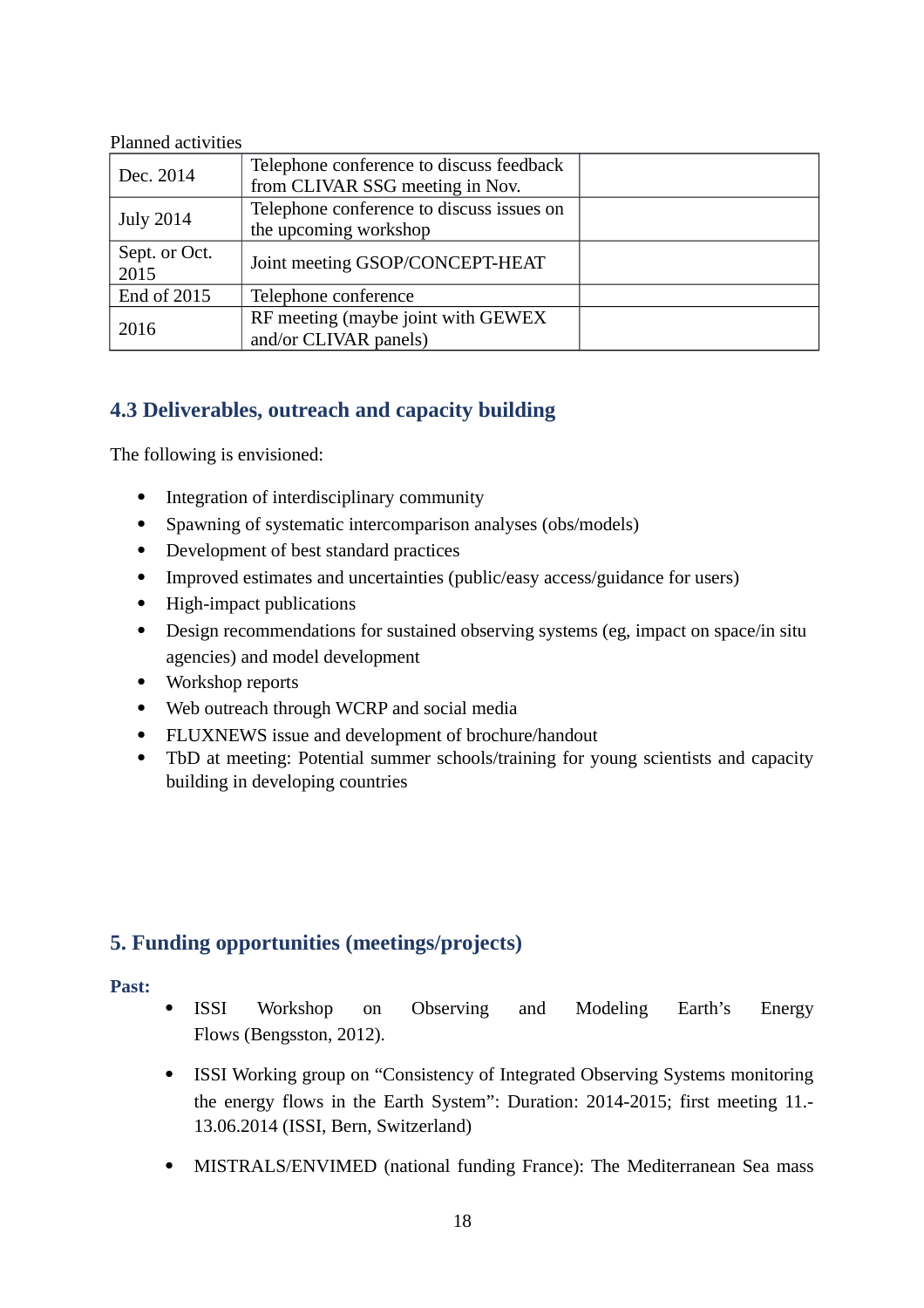Planned activities

| Dec. 2014 | Telephone conference to discuss feedback from CLIVAR SSG meeting in Nov. | |
|---|---|---|
| July 2014 | Telephone conference to discuss issues on the upcoming workshop | |
| Sept. or Oct. 2015 | Joint meeting GSOP/CONCEPT-HEAT | |
| End of 2015 | Telephone conference | |
| 2016 | RF meeting (maybe joint with GEWEX and/or CLIVAR panels) | |

## 4.3 Deliverables, outreach and capacity building

The following is envisioned:

- Integration of interdisciplinary community
- Spawning of systematic intercomparison analyses (obs/models)
- Development of best standard practices
- Improved estimates and uncertainties (public/easy access/guidance for users)
- High-impact publications
- Design recommendations for sustained observing systems (eg, impact on space/in situ agencies) and model development
- Workshop reports
- Web outreach through WCRP and social media
- FLUXNEWS issue and development of brochure/handout
- TbD at meeting: Potential summer schools/training for young scientists and capacity building in developing countries

## 5. Funding opportunities (meetings/projects)

**Past:**

- ISSI Workshop on Observing and Modeling Earth's Energy Flows (Bengsston, 2012).
- ISSI Working group on "Consistency of Integrated Observing Systems monitoring the energy flows in the Earth System": Duration: 2014-2015; first meeting 11.-13.06.2014 (ISSI, Bern, Switzerland)
- MISTRALS/ENVIMED (national funding France): The Mediterranean Sea mass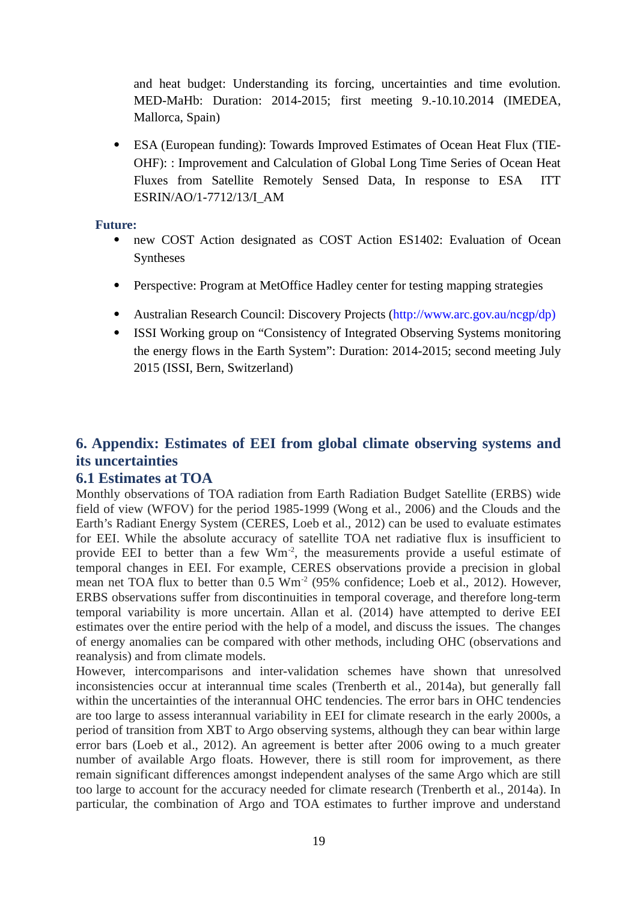and heat budget: Understanding its forcing, uncertainties and time evolution. MED-MaHb: Duration: 2014-2015; first meeting 9.-10.10.2014 (IMEDEA, Mallorca, Spain)

- ESA (European funding): Towards Improved Estimates of Ocean Heat Flux (TIE-OHF): : Improvement and Calculation of Global Long Time Series of Ocean Heat Fluxes from Satellite Remotely Sensed Data, In response to ESA ITT ESRIN/AO/1-7712/13/I_AM

**Future:**

- new COST Action designated as COST Action ES1402: Evaluation of Ocean Syntheses
- Perspective: Program at MetOffice Hadley center for testing mapping strategies
- Australian Research Council: Discovery Projects (http://www.arc.gov.au/ncgp/dp)
- ISSI Working group on "Consistency of Integrated Observing Systems monitoring the energy flows in the Earth System": Duration: 2014-2015; second meeting July 2015 (ISSI, Bern, Switzerland)

# 6. Appendix: Estimates of EEI from global climate observing systems and its uncertainties

## 6.1 Estimates at TOA

Monthly observations of TOA radiation from Earth Radiation Budget Satellite (ERBS) wide field of view (WFOV) for the period 1985-1999 (Wong et al., 2006) and the Clouds and the Earth's Radiant Energy System (CERES, Loeb et al., 2012) can be used to evaluate estimates for EEI. While the absolute accuracy of satellite TOA net radiative flux is insufficient to provide EEI to better than a few $Wm^{-2}$, the measurements provide a useful estimate of temporal changes in EEI. For example, CERES observations provide a precision in global mean net TOA flux to better than 0.5 $Wm^{-2}$ (95% confidence; Loeb et al., 2012). However, ERBS observations suffer from discontinuities in temporal coverage, and therefore long-term temporal variability is more uncertain. Allan et al. (2014) have attempted to derive EEI estimates over the entire period with the help of a model, and discuss the issues. The changes of energy anomalies can be compared with other methods, including OHC (observations and reanalysis) and from climate models.

However, intercomparisons and inter-validation schemes have shown that unresolved inconsistencies occur at interannual time scales (Trenberth et al., 2014a), but generally fall within the uncertainties of the interannual OHC tendencies. The error bars in OHC tendencies are too large to assess interannual variability in EEI for climate research in the early 2000s, a period of transition from XBT to Argo observing systems, although they can bear within large error bars (Loeb et al., 2012). An agreement is better after 2006 owing to a much greater number of available Argo floats. However, there is still room for improvement, as there remain significant differences amongst independent analyses of the same Argo which are still too large to account for the accuracy needed for climate research (Trenberth et al., 2014a). In particular, the combination of Argo and TOA estimates to further improve and understand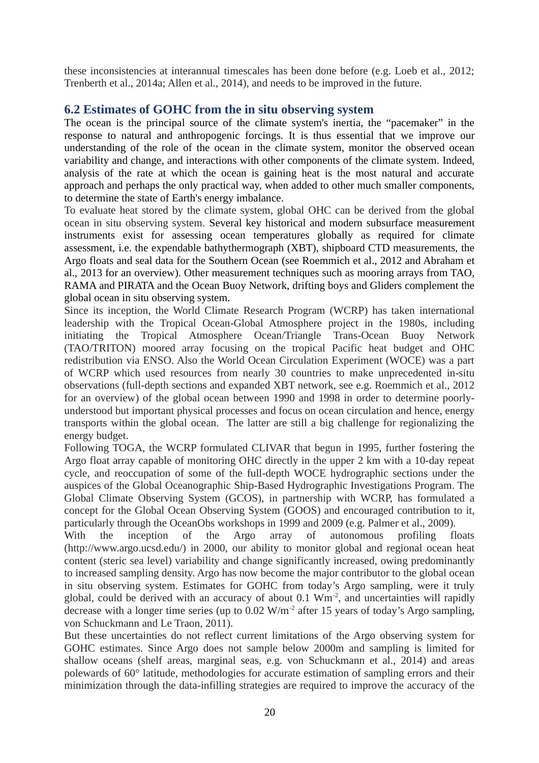these inconsistencies at interannual timescales has been done before (e.g. Loeb et al., 2012; Trenberth et al., 2014a; Allen et al., 2014), and needs to be improved in the future.

## 6.2 Estimates of GOHC from the in situ observing system

The ocean is the principal source of the climate system's inertia, the "pacemaker" in the response to natural and anthropogenic forcings. It is thus essential that we improve our understanding of the role of the ocean in the climate system, monitor the observed ocean variability and change, and interactions with other components of the climate system. Indeed, analysis of the rate at which the ocean is gaining heat is the most natural and accurate approach and perhaps the only practical way, when added to other much smaller components, to determine the state of Earth's energy imbalance.

To evaluate heat stored by the climate system, global OHC can be derived from the global ocean in situ observing system. Several key historical and modern subsurface measurement instruments exist for assessing ocean temperatures globally as required for climate assessment, i.e. the expendable bathythermograph (XBT), shipboard CTD measurements, the Argo floats and seal data for the Southern Ocean (see Roemmich et al., 2012 and Abraham et al., 2013 for an overview). Other measurement techniques such as mooring arrays from TAO, RAMA and PIRATA and the Ocean Buoy Network, drifting boys and Gliders complement the global ocean in situ observing system.

Since its inception, the World Climate Research Program (WCRP) has taken international leadership with the Tropical Ocean-Global Atmosphere project in the 1980s, including initiating the Tropical Atmosphere Ocean/Triangle Trans-Ocean Buoy Network (TAO/TRITON) moored array focusing on the tropical Pacific heat budget and OHC redistribution via ENSO. Also the World Ocean Circulation Experiment (WOCE) was a part of WCRP which used resources from nearly 30 countries to make unprecedented in-situ observations (full-depth sections and expanded XBT network, see e.g. Roemmich et al., 2012 for an overview) of the global ocean between 1990 and 1998 in order to determine poorly-understood but important physical processes and focus on ocean circulation and hence, energy transports within the global ocean. The latter are still a big challenge for regionalizing the energy budget.

Following TOGA, the WCRP formulated CLIVAR that begun in 1995, further fostering the Argo float array capable of monitoring OHC directly in the upper 2 km with a 10-day repeat cycle, and reoccupation of some of the full-depth WOCE hydrographic sections under the auspices of the Global Oceanographic Ship-Based Hydrographic Investigations Program. The Global Climate Observing System (GCOS), in partnership with WCRP, has formulated a concept for the Global Ocean Observing System (GOOS) and encouraged contribution to it, particularly through the OceanObs workshops in 1999 and 2009 (e.g. Palmer et al., 2009).

With the inception of the Argo array of autonomous profiling floats (http://www.argo.ucsd.edu/) in 2000, our ability to monitor global and regional ocean heat content (steric sea level) variability and change significantly increased, owing predominantly to increased sampling density. Argo has now become the major contributor to the global ocean in situ observing system. Estimates for GOHC from today's Argo sampling, were it truly global, could be derived with an accuracy of about 0.1 $Wm^{-2}$, and uncertainties will rapidly decrease with a longer time series (up to 0.02 $W/m^{-2}$ after 15 years of today's Argo sampling, von Schuckmann and Le Traon, 2011).

But these uncertainties do not reflect current limitations of the Argo observing system for GOHC estimates. Since Argo does not sample below 2000m and sampling is limited for shallow oceans (shelf areas, marginal seas, e.g. von Schuckmann et al., 2014) and areas polewards of 60° latitude, methodologies for accurate estimation of sampling errors and their minimization through the data-infilling strategies are required to improve the accuracy of the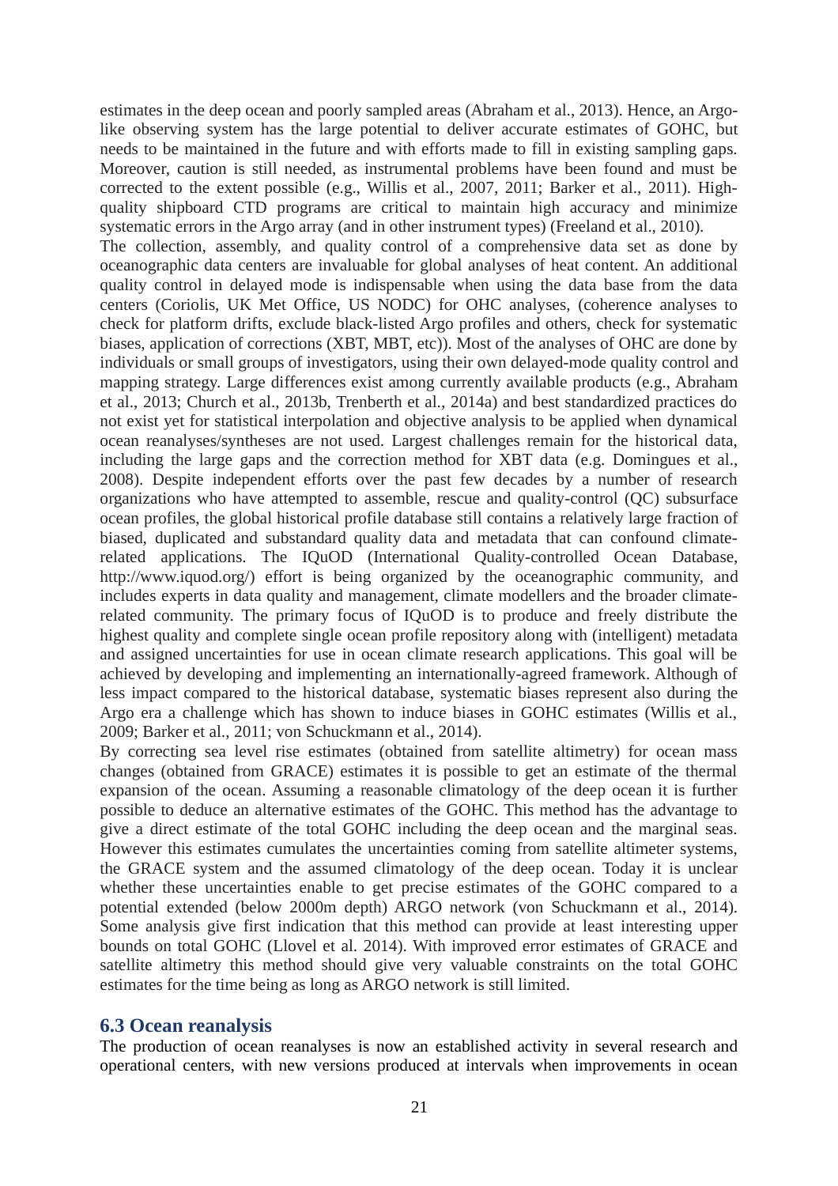estimates in the deep ocean and poorly sampled areas (Abraham et al., 2013). Hence, an Argo-like observing system has the large potential to deliver accurate estimates of GOHC, but needs to be maintained in the future and with efforts made to fill in existing sampling gaps. Moreover, caution is still needed, as instrumental problems have been found and must be corrected to the extent possible (e.g., Willis et al., 2007, 2011; Barker et al., 2011). High-quality shipboard CTD programs are critical to maintain high accuracy and minimize systematic errors in the Argo array (and in other instrument types) (Freeland et al., 2010).

The collection, assembly, and quality control of a comprehensive data set as done by oceanographic data centers are invaluable for global analyses of heat content. An additional quality control in delayed mode is indispensable when using the data base from the data centers (Coriolis, UK Met Office, US NODC) for OHC analyses, (coherence analyses to check for platform drifts, exclude black-listed Argo profiles and others, check for systematic biases, application of corrections (XBT, MBT, etc)). Most of the analyses of OHC are done by individuals or small groups of investigators, using their own delayed-mode quality control and mapping strategy. Large differences exist among currently available products (e.g., Abraham et al., 2013; Church et al., 2013b, Trenberth et al., 2014a) and best standardized practices do not exist yet for statistical interpolation and objective analysis to be applied when dynamical ocean reanalyses/syntheses are not used. Largest challenges remain for the historical data, including the large gaps and the correction method for XBT data (e.g. Domingues et al., 2008). Despite independent efforts over the past few decades by a number of research organizations who have attempted to assemble, rescue and quality-control (QC) subsurface ocean profiles, the global historical profile database still contains a relatively large fraction of biased, duplicated and substandard quality data and metadata that can confound climate-related applications. The IQuOD (International Quality-controlled Ocean Database, http://www.iquod.org/) effort is being organized by the oceanographic community, and includes experts in data quality and management, climate modellers and the broader climate-related community. The primary focus of IQuOD is to produce and freely distribute the highest quality and complete single ocean profile repository along with (intelligent) metadata and assigned uncertainties for use in ocean climate research applications. This goal will be achieved by developing and implementing an internationally-agreed framework. Although of less impact compared to the historical database, systematic biases represent also during the Argo era a challenge which has shown to induce biases in GOHC estimates (Willis et al., 2009; Barker et al., 2011; von Schuckmann et al., 2014).

By correcting sea level rise estimates (obtained from satellite altimetry) for ocean mass changes (obtained from GRACE) estimates it is possible to get an estimate of the thermal expansion of the ocean. Assuming a reasonable climatology of the deep ocean it is further possible to deduce an alternative estimates of the GOHC. This method has the advantage to give a direct estimate of the total GOHC including the deep ocean and the marginal seas. However this estimates cumulates the uncertainties coming from satellite altimeter systems, the GRACE system and the assumed climatology of the deep ocean. Today it is unclear whether these uncertainties enable to get precise estimates of the GOHC compared to a potential extended (below 2000m depth) ARGO network (von Schuckmann et al., 2014). Some analysis give first indication that this method can provide at least interesting upper bounds on total GOHC (Llovel et al. 2014). With improved error estimates of GRACE and satellite altimetry this method should give very valuable constraints on the total GOHC estimates for the time being as long as ARGO network is still limited.

## 6.3 Ocean reanalysis

The production of ocean reanalyses is now an established activity in several research and operational centers, with new versions produced at intervals when improvements in ocean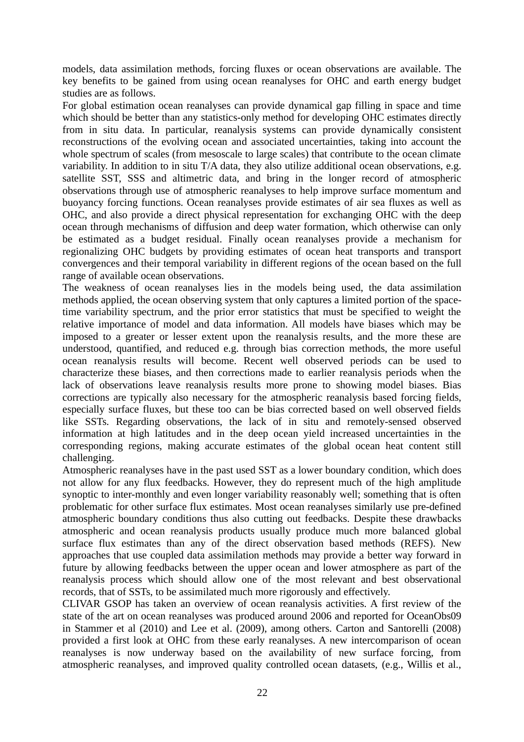models, data assimilation methods, forcing fluxes or ocean observations are available. The key benefits to be gained from using ocean reanalyses for OHC and earth energy budget studies are as follows.

For global estimation ocean reanalyses can provide dynamical gap filling in space and time which should be better than any statistics-only method for developing OHC estimates directly from in situ data. In particular, reanalysis systems can provide dynamically consistent reconstructions of the evolving ocean and associated uncertainties, taking into account the whole spectrum of scales (from mesoscale to large scales) that contribute to the ocean climate variability. In addition to in situ T/A data, they also utilize additional ocean observations, e.g. satellite SST, SSS and altimetric data, and bring in the longer record of atmospheric observations through use of atmospheric reanalyses to help improve surface momentum and buoyancy forcing functions. Ocean reanalyses provide estimates of air sea fluxes as well as OHC, and also provide a direct physical representation for exchanging OHC with the deep ocean through mechanisms of diffusion and deep water formation, which otherwise can only be estimated as a budget residual. Finally ocean reanalyses provide a mechanism for regionalizing OHC budgets by providing estimates of ocean heat transports and transport convergences and their temporal variability in different regions of the ocean based on the full range of available ocean observations.

The weakness of ocean reanalyses lies in the models being used, the data assimilation methods applied, the ocean observing system that only captures a limited portion of the space-time variability spectrum, and the prior error statistics that must be specified to weight the relative importance of model and data information. All models have biases which may be imposed to a greater or lesser extent upon the reanalysis results, and the more these are understood, quantified, and reduced e.g. through bias correction methods, the more useful ocean reanalysis results will become. Recent well observed periods can be used to characterize these biases, and then corrections made to earlier reanalysis periods when the lack of observations leave reanalysis results more prone to showing model biases. Bias corrections are typically also necessary for the atmospheric reanalysis based forcing fields, especially surface fluxes, but these too can be bias corrected based on well observed fields like SSTs. Regarding observations, the lack of in situ and remotely-sensed observed information at high latitudes and in the deep ocean yield increased uncertainties in the corresponding regions, making accurate estimates of the global ocean heat content still challenging.

Atmospheric reanalyses have in the past used SST as a lower boundary condition, which does not allow for any flux feedbacks. However, they do represent much of the high amplitude synoptic to inter-monthly and even longer variability reasonably well; something that is often problematic for other surface flux estimates. Most ocean reanalyses similarly use pre-defined atmospheric boundary conditions thus also cutting out feedbacks. Despite these drawbacks atmospheric and ocean reanalysis products usually produce much more balanced global surface flux estimates than any of the direct observation based methods (REFS). New approaches that use coupled data assimilation methods may provide a better way forward in future by allowing feedbacks between the upper ocean and lower atmosphere as part of the reanalysis process which should allow one of the most relevant and best observational records, that of SSTs, to be assimilated much more rigorously and effectively.

CLIVAR GSOP has taken an overview of ocean reanalysis activities. A first review of the state of the art on ocean reanalyses was produced around 2006 and reported for OceanObs09 in Stammer et al (2010) and Lee et al. (2009), among others. Carton and Santorelli (2008) provided a first look at OHC from these early reanalyses. A new intercomparison of ocean reanalyses is now underway based on the availability of new surface forcing, from atmospheric reanalyses, and improved quality controlled ocean datasets, (e.g., Willis et al.,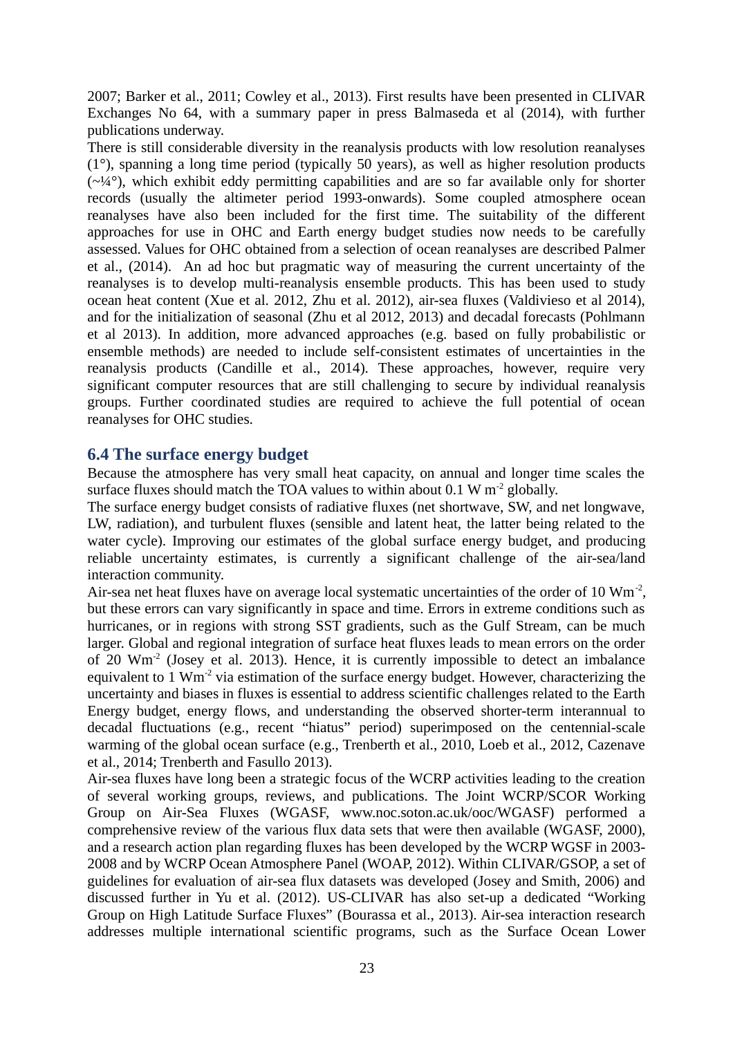2007; Barker et al., 2011; Cowley et al., 2013). First results have been presented in CLIVAR Exchanges No 64, with a summary paper in press Balmaseda et al (2014), with further publications underway.

There is still considerable diversity in the reanalysis products with low resolution reanalyses (1°), spanning a long time period (typically 50 years), as well as higher resolution products (~¼°), which exhibit eddy permitting capabilities and are so far available only for shorter records (usually the altimeter period 1993-onwards). Some coupled atmosphere ocean reanalyses have also been included for the first time. The suitability of the different approaches for use in OHC and Earth energy budget studies now needs to be carefully assessed. Values for OHC obtained from a selection of ocean reanalyses are described Palmer et al., (2014). An ad hoc but pragmatic way of measuring the current uncertainty of the reanalyses is to develop multi-reanalysis ensemble products. This has been used to study ocean heat content (Xue et al. 2012, Zhu et al. 2012), air-sea fluxes (Valdivieso et al 2014), and for the initialization of seasonal (Zhu et al 2012, 2013) and decadal forecasts (Pohlmann et al 2013). In addition, more advanced approaches (e.g. based on fully probabilistic or ensemble methods) are needed to include self-consistent estimates of uncertainties in the reanalysis products (Candille et al., 2014). These approaches, however, require very significant computer resources that are still challenging to secure by individual reanalysis groups. Further coordinated studies are required to achieve the full potential of ocean reanalyses for OHC studies.

## 6.4 The surface energy budget

Because the atmosphere has very small heat capacity, on annual and longer time scales the surface fluxes should match the TOA values to within about 0.1 W $m^{-2}$ globally.

The surface energy budget consists of radiative fluxes (net shortwave, SW, and net longwave, LW, radiation), and turbulent fluxes (sensible and latent heat, the latter being related to the water cycle). Improving our estimates of the global surface energy budget, and producing reliable uncertainty estimates, is currently a significant challenge of the air-sea/land interaction community.

Air-sea net heat fluxes have on average local systematic uncertainties of the order of 10 $Wm^{-2}$, but these errors can vary significantly in space and time. Errors in extreme conditions such as hurricanes, or in regions with strong SST gradients, such as the Gulf Stream, can be much larger. Global and regional integration of surface heat fluxes leads to mean errors on the order of 20 $Wm^{-2}$ (Josey et al. 2013). Hence, it is currently impossible to detect an imbalance equivalent to 1 $Wm^{-2}$ via estimation of the surface energy budget. However, characterizing the uncertainty and biases in fluxes is essential to address scientific challenges related to the Earth Energy budget, energy flows, and understanding the observed shorter-term interannual to decadal fluctuations (e.g., recent "hiatus" period) superimposed on the centennial-scale warming of the global ocean surface (e.g., Trenberth et al., 2010, Loeb et al., 2012, Cazenave et al., 2014; Trenberth and Fasullo 2013).

Air-sea fluxes have long been a strategic focus of the WCRP activities leading to the creation of several working groups, reviews, and publications. The Joint WCRP/SCOR Working Group on Air-Sea Fluxes (WGASF, www.noc.soton.ac.uk/ooc/WGASF) performed a comprehensive review of the various flux data sets that were then available (WGASF, 2000), and a research action plan regarding fluxes has been developed by the WCRP WGSF in 2003-2008 and by WCRP Ocean Atmosphere Panel (WOAP, 2012). Within CLIVAR/GSOP, a set of guidelines for evaluation of air-sea flux datasets was developed (Josey and Smith, 2006) and discussed further in Yu et al. (2012). US-CLIVAR has also set-up a dedicated "Working Group on High Latitude Surface Fluxes" (Bourassa et al., 2013). Air-sea interaction research addresses multiple international scientific programs, such as the Surface Ocean Lower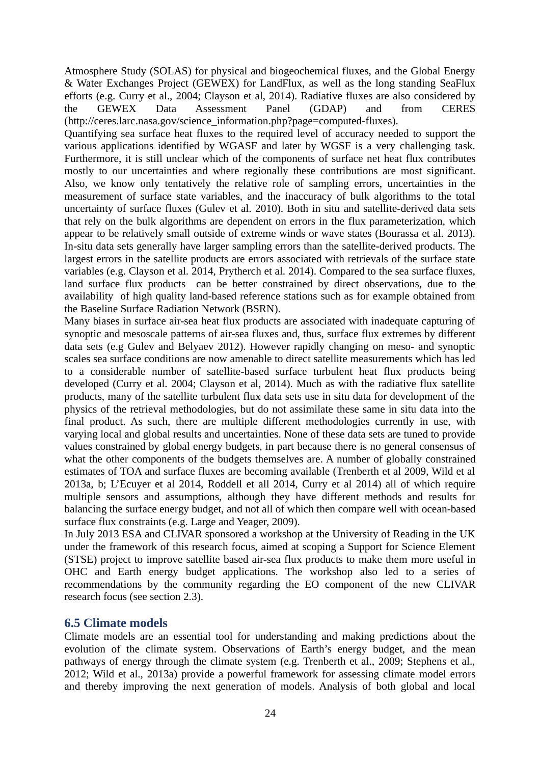Atmosphere Study (SOLAS) for physical and biogeochemical fluxes, and the Global Energy & Water Exchanges Project (GEWEX) for LandFlux, as well as the long standing SeaFlux efforts (e.g. Curry et al., 2004; Clayson et al, 2014). Radiative fluxes are also considered by the GEWEX Data Assessment Panel (GDAP) and from CERES (http://ceres.larc.nasa.gov/science_information.php?page=computed-fluxes).

Quantifying sea surface heat fluxes to the required level of accuracy needed to support the various applications identified by WGASF and later by WGSF is a very challenging task. Furthermore, it is still unclear which of the components of surface net heat flux contributes mostly to our uncertainties and where regionally these contributions are most significant. Also, we know only tentatively the relative role of sampling errors, uncertainties in the measurement of surface state variables, and the inaccuracy of bulk algorithms to the total uncertainty of surface fluxes (Gulev et al. 2010). Both in situ and satellite-derived data sets that rely on the bulk algorithms are dependent on errors in the flux parameterization, which appear to be relatively small outside of extreme winds or wave states (Bourassa et al. 2013). In-situ data sets generally have larger sampling errors than the satellite-derived products. The largest errors in the satellite products are errors associated with retrievals of the surface state variables (e.g. Clayson et al. 2014, Prytherch et al. 2014). Compared to the sea surface fluxes, land surface flux products can be better constrained by direct observations, due to the availability of high quality land-based reference stations such as for example obtained from the Baseline Surface Radiation Network (BSRN).

Many biases in surface air-sea heat flux products are associated with inadequate capturing of synoptic and mesoscale patterns of air-sea fluxes and, thus, surface flux extremes by different data sets (e.g Gulev and Belyaev 2012). However rapidly changing on meso- and synoptic scales sea surface conditions are now amenable to direct satellite measurements which has led to a considerable number of satellite-based surface turbulent heat flux products being developed (Curry et al. 2004; Clayson et al, 2014). Much as with the radiative flux satellite products, many of the satellite turbulent flux data sets use in situ data for development of the physics of the retrieval methodologies, but do not assimilate these same in situ data into the final product. As such, there are multiple different methodologies currently in use, with varying local and global results and uncertainties. None of these data sets are tuned to provide values constrained by global energy budgets, in part because there is no general consensus of what the other components of the budgets themselves are. A number of globally constrained estimates of TOA and surface fluxes are becoming available (Trenberth et al 2009, Wild et al 2013a, b; L'Ecuyer et al 2014, Roddell et all 2014, Curry et al 2014) all of which require multiple sensors and assumptions, although they have different methods and results for balancing the surface energy budget, and not all of which then compare well with ocean-based surface flux constraints (e.g. Large and Yeager, 2009).

In July 2013 ESA and CLIVAR sponsored a workshop at the University of Reading in the UK under the framework of this research focus, aimed at scoping a Support for Science Element (STSE) project to improve satellite based air-sea flux products to make them more useful in OHC and Earth energy budget applications. The workshop also led to a series of recommendations by the community regarding the EO component of the new CLIVAR research focus (see section 2.3).

## 6.5 Climate models

Climate models are an essential tool for understanding and making predictions about the evolution of the climate system. Observations of Earth's energy budget, and the mean pathways of energy through the climate system (e.g. Trenberth et al., 2009; Stephens et al., 2012; Wild et al., 2013a) provide a powerful framework for assessing climate model errors and thereby improving the next generation of models. Analysis of both global and local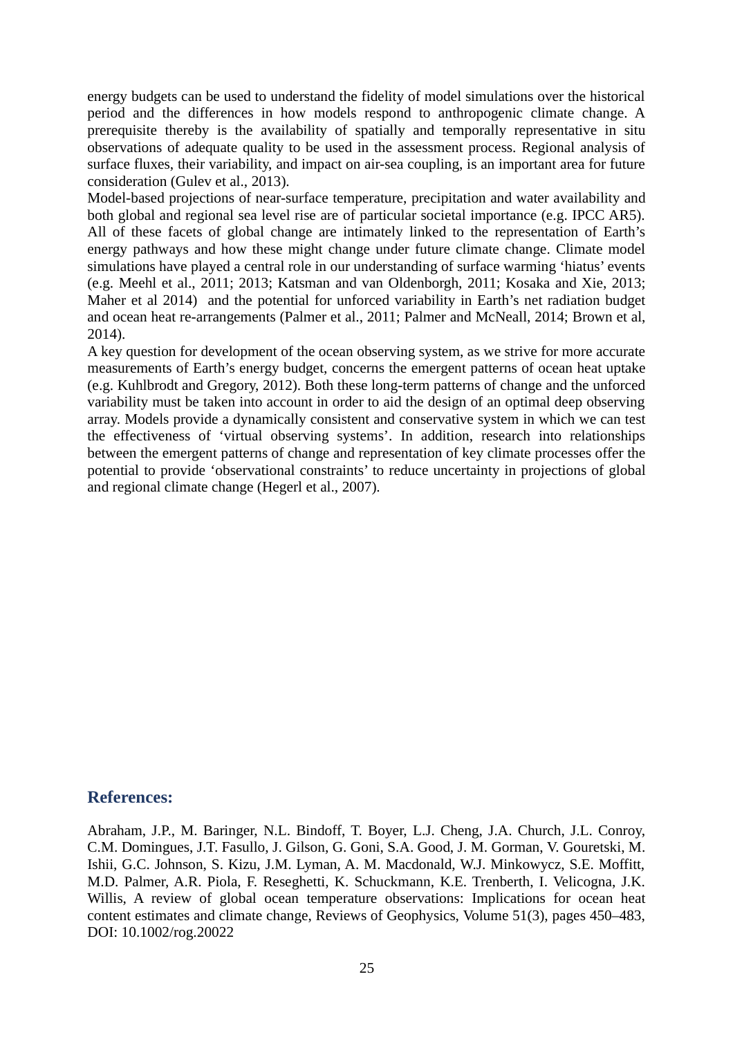energy budgets can be used to understand the fidelity of model simulations over the historical period and the differences in how models respond to anthropogenic climate change. A prerequisite thereby is the availability of spatially and temporally representative in situ observations of adequate quality to be used in the assessment process. Regional analysis of surface fluxes, their variability, and impact on air-sea coupling, is an important area for future consideration (Gulev et al., 2013).

Model-based projections of near-surface temperature, precipitation and water availability and both global and regional sea level rise are of particular societal importance (e.g. IPCC AR5). All of these facets of global change are intimately linked to the representation of Earth's energy pathways and how these might change under future climate change. Climate model simulations have played a central role in our understanding of surface warming 'hiatus' events (e.g. Meehl et al., 2011; 2013; Katsman and van Oldenborgh, 2011; Kosaka and Xie, 2013; Maher et al 2014) and the potential for unforced variability in Earth's net radiation budget and ocean heat re-arrangements (Palmer et al., 2011; Palmer and McNeall, 2014; Brown et al, 2014).

A key question for development of the ocean observing system, as we strive for more accurate measurements of Earth's energy budget, concerns the emergent patterns of ocean heat uptake (e.g. Kuhlbrodt and Gregory, 2012). Both these long-term patterns of change and the unforced variability must be taken into account in order to aid the design of an optimal deep observing array. Models provide a dynamically consistent and conservative system in which we can test the effectiveness of 'virtual observing systems'. In addition, research into relationships between the emergent patterns of change and representation of key climate processes offer the potential to provide 'observational constraints' to reduce uncertainty in projections of global and regional climate change (Hegerl et al., 2007).

## References:

Abraham, J.P., M. Baringer, N.L. Bindoff, T. Boyer, L.J. Cheng, J.A. Church, J.L. Conroy, C.M. Domingues, J.T. Fasullo, J. Gilson, G. Goni, S.A. Good, J. M. Gorman, V. Gouretski, M. Ishii, G.C. Johnson, S. Kizu, J.M. Lyman, A. M. Macdonald, W.J. Minkowycz, S.E. Moffitt, M.D. Palmer, A.R. Piola, F. Reseghetti, K. Schuckmann, K.E. Trenberth, I. Velicogna, J.K. Willis, A review of global ocean temperature observations: Implications for ocean heat content estimates and climate change, Reviews of Geophysics, Volume 51(3), pages 450–483, DOI: 10.1002/rog.20022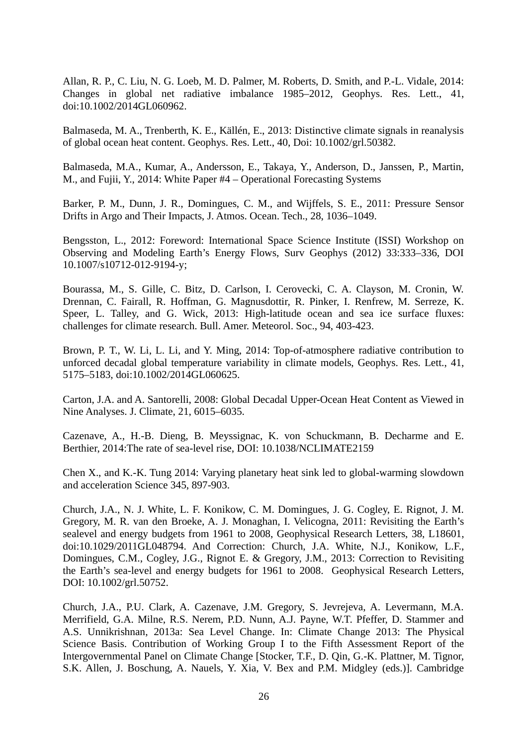Allan, R. P., C. Liu, N. G. Loeb, M. D. Palmer, M. Roberts, D. Smith, and P.-L. Vidale, 2014: Changes in global net radiative imbalance 1985–2012, Geophys. Res. Lett., 41, doi:10.1002/2014GL060962.

Balmaseda, M. A., Trenberth, K. E., Källén, E., 2013: Distinctive climate signals in reanalysis of global ocean heat content. Geophys. Res. Lett., 40, Doi: 10.1002/grl.50382.

Balmaseda, M.A., Kumar, A., Andersson, E., Takaya, Y., Anderson, D., Janssen, P., Martin, M., and Fujii, Y., 2014: White Paper #4 – Operational Forecasting Systems

Barker, P. M., Dunn, J. R., Domingues, C. M., and Wijffels, S. E., 2011: Pressure Sensor Drifts in Argo and Their Impacts, J. Atmos. Ocean. Tech., 28, 1036–1049.

Bengsston, L., 2012: Foreword: International Space Science Institute (ISSI) Workshop on Observing and Modeling Earth's Energy Flows, Surv Geophys (2012) 33:333–336, DOI 10.1007/s10712-012-9194-y;

Bourassa, M., S. Gille, C. Bitz, D. Carlson, I. Cerovecki, C. A. Clayson, M. Cronin, W. Drennan, C. Fairall, R. Hoffman, G. Magnusdottir, R. Pinker, I. Renfrew, M. Serreze, K. Speer, L. Talley, and G. Wick, 2013: High-latitude ocean and sea ice surface fluxes: challenges for climate research. Bull. Amer. Meteorol. Soc., 94, 403-423.

Brown, P. T., W. Li, L. Li, and Y. Ming, 2014: Top-of-atmosphere radiative contribution to unforced decadal global temperature variability in climate models, Geophys. Res. Lett., 41, 5175–5183, doi:10.1002/2014GL060625.

Carton, J.A. and A. Santorelli, 2008: Global Decadal Upper-Ocean Heat Content as Viewed in Nine Analyses. J. Climate, 21, 6015–6035.

Cazenave, A., H.-B. Dieng, B. Meyssignac, K. von Schuckmann, B. Decharme and E. Berthier, 2014:The rate of sea-level rise, DOI: 10.1038/NCLIMATE2159

Chen X., and K.-K. Tung 2014: Varying planetary heat sink led to global-warming slowdown and acceleration Science 345, 897-903.

Church, J.A., N. J. White, L. F. Konikow, C. M. Domingues, J. G. Cogley, E. Rignot, J. M. Gregory, M. R. van den Broeke, A. J. Monaghan, I. Velicogna, 2011: Revisiting the Earth's sealevel and energy budgets from 1961 to 2008, Geophysical Research Letters, 38, L18601, doi:10.1029/2011GL048794. And Correction: Church, J.A. White, N.J., Konikow, L.F., Domingues, C.M., Cogley, J.G., Rignot E. & Gregory, J.M., 2013: Correction to Revisiting the Earth's sea-level and energy budgets for 1961 to 2008. Geophysical Research Letters, DOI: 10.1002/grl.50752.

Church, J.A., P.U. Clark, A. Cazenave, J.M. Gregory, S. Jevrejeva, A. Levermann, M.A. Merrifield, G.A. Milne, R.S. Nerem, P.D. Nunn, A.J. Payne, W.T. Pfeffer, D. Stammer and A.S. Unnikrishnan, 2013a: Sea Level Change. In: Climate Change 2013: The Physical Science Basis. Contribution of Working Group I to the Fifth Assessment Report of the Intergovernmental Panel on Climate Change [Stocker, T.F., D. Qin, G.-K. Plattner, M. Tignor, S.K. Allen, J. Boschung, A. Nauels, Y. Xia, V. Bex and P.M. Midgley (eds.)]. Cambridge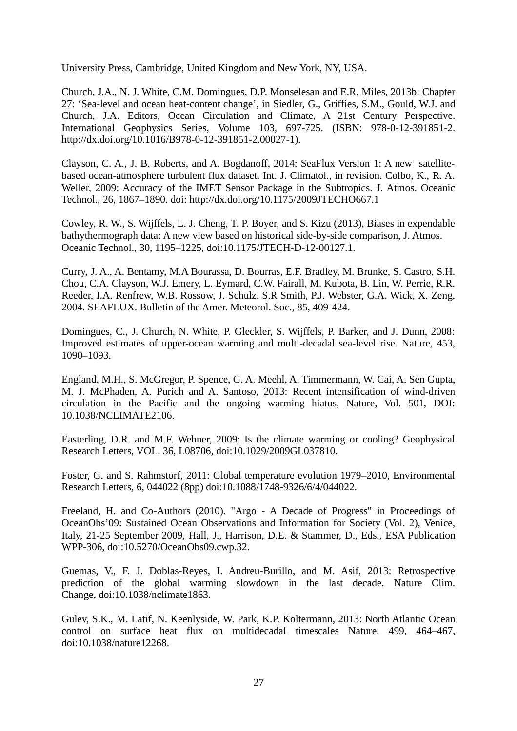University Press, Cambridge, United Kingdom and New York, NY, USA.

Church, J.A., N. J. White, C.M. Domingues, D.P. Monselesan and E.R. Miles, 2013b: Chapter 27: 'Sea-level and ocean heat-content change', in Siedler, G., Griffies, S.M., Gould, W.J. and Church, J.A. Editors, Ocean Circulation and Climate, A 21st Century Perspective. International Geophysics Series, Volume 103, 697-725. (ISBN: 978-0-12-391851-2. http://dx.doi.org/10.1016/B978-0-12-391851-2.00027-1).

Clayson, C. A., J. B. Roberts, and A. Bogdanoff, 2014: SeaFlux Version 1: A new satellite-based ocean-atmosphere turbulent flux dataset. Int. J. Climatol., in revision. Colbo, K., R. A. Weller, 2009: Accuracy of the IMET Sensor Package in the Subtropics. J. Atmos. Oceanic Technol., 26, 1867–1890. doi: http://dx.doi.org/10.1175/2009JTECHO667.1

Cowley, R. W., S. Wijffels, L. J. Cheng, T. P. Boyer, and S. Kizu (2013), Biases in expendable bathythermograph data: A new view based on historical side-by-side comparison, J. Atmos. Oceanic Technol., 30, 1195–1225, doi:10.1175/JTECH-D-12-00127.1.

Curry, J. A., A. Bentamy, M.A Bourassa, D. Bourras, E.F. Bradley, M. Brunke, S. Castro, S.H. Chou, C.A. Clayson, W.J. Emery, L. Eymard, C.W. Fairall, M. Kubota, B. Lin, W. Perrie, R.R. Reeder, I.A. Renfrew, W.B. Rossow, J. Schulz, S.R Smith, P.J. Webster, G.A. Wick, X. Zeng, 2004. SEAFLUX. Bulletin of the Amer. Meteorol. Soc., 85, 409-424.

Domingues, C., J. Church, N. White, P. Gleckler, S. Wijffels, P. Barker, and J. Dunn, 2008: Improved estimates of upper-ocean warming and multi-decadal sea-level rise. Nature, 453, 1090–1093.

England, M.H., S. McGregor, P. Spence, G. A. Meehl, A. Timmermann, W. Cai, A. Sen Gupta, M. J. McPhaden, A. Purich and A. Santoso, 2013: Recent intensification of wind-driven circulation in the Pacific and the ongoing warming hiatus, Nature, Vol. 501, DOI: 10.1038/NCLIMATE2106.

Easterling, D.R. and M.F. Wehner, 2009: Is the climate warming or cooling? Geophysical Research Letters, VOL. 36, L08706, doi:10.1029/2009GL037810.

Foster, G. and S. Rahmstorf, 2011: Global temperature evolution 1979–2010, Environmental Research Letters, 6, 044022 (8pp) doi:10.1088/1748-9326/6/4/044022.

Freeland, H. and Co-Authors (2010). "Argo - A Decade of Progress" in Proceedings of OceanObs'09: Sustained Ocean Observations and Information for Society (Vol. 2), Venice, Italy, 21-25 September 2009, Hall, J., Harrison, D.E. & Stammer, D., Eds., ESA Publication WPP-306, doi:10.5270/OceanObs09.cwp.32.

Guemas, V., F. J. Doblas-Reyes, I. Andreu-Burillo, and M. Asif, 2013: Retrospective prediction of the global warming slowdown in the last decade. Nature Clim. Change, doi:10.1038/nclimate1863.

Gulev, S.K., M. Latif, N. Keenlyside, W. Park, K.P. Koltermann, 2013: North Atlantic Ocean control on surface heat flux on multidecadal timescales Nature, 499, 464–467, doi:10.1038/nature12268.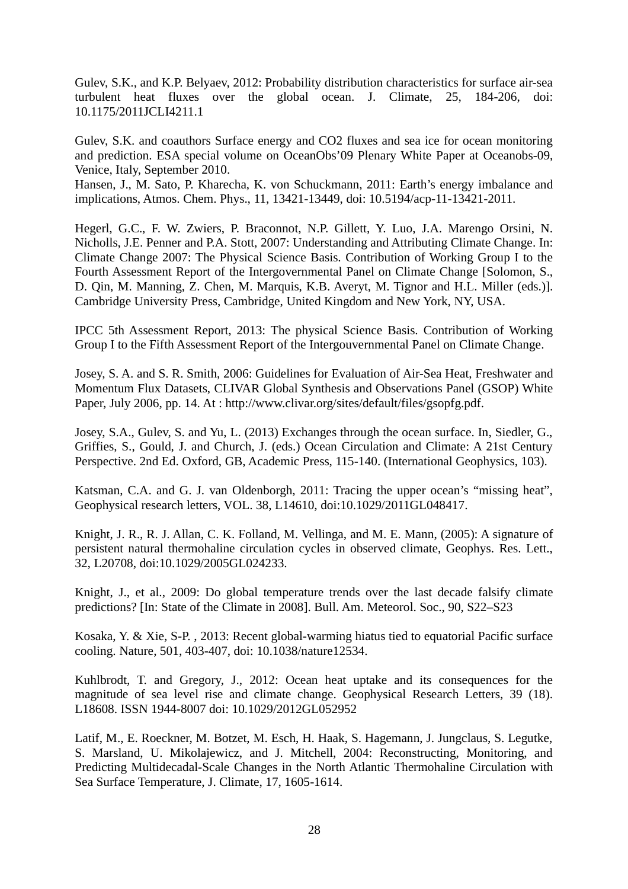Gulev, S.K., and K.P. Belyaev, 2012: Probability distribution characteristics for surface air-sea turbulent heat fluxes over the global ocean. J. Climate, 25, 184-206, doi: 10.1175/2011JCLI4211.1

Gulev, S.K. and coauthors Surface energy and CO2 fluxes and sea ice for ocean monitoring and prediction. ESA special volume on OceanObs'09 Plenary White Paper at Oceanobs-09, Venice, Italy, September 2010.
Hansen, J., M. Sato, P. Kharecha, K. von Schuckmann, 2011: Earth's energy imbalance and implications, Atmos. Chem. Phys., 11, 13421-13449, doi: 10.5194/acp-11-13421-2011.

Hegerl, G.C., F. W. Zwiers, P. Braconnot, N.P. Gillett, Y. Luo, J.A. Marengo Orsini, N. Nicholls, J.E. Penner and P.A. Stott, 2007: Understanding and Attributing Climate Change. In: Climate Change 2007: The Physical Science Basis. Contribution of Working Group I to the Fourth Assessment Report of the Intergovernmental Panel on Climate Change [Solomon, S., D. Qin, M. Manning, Z. Chen, M. Marquis, K.B. Averyt, M. Tignor and H.L. Miller (eds.)]. Cambridge University Press, Cambridge, United Kingdom and New York, NY, USA.

IPCC 5th Assessment Report, 2013: The physical Science Basis. Contribution of Working Group I to the Fifth Assessment Report of the Intergouvernmental Panel on Climate Change.

Josey, S. A. and S. R. Smith, 2006: Guidelines for Evaluation of Air-Sea Heat, Freshwater and Momentum Flux Datasets, CLIVAR Global Synthesis and Observations Panel (GSOP) White Paper, July 2006, pp. 14. At : http://www.clivar.org/sites/default/files/gsopfg.pdf.

Josey, S.A., Gulev, S. and Yu, L. (2013) Exchanges through the ocean surface. In, Siedler, G., Griffies, S., Gould, J. and Church, J. (eds.) Ocean Circulation and Climate: A 21st Century Perspective. 2nd Ed. Oxford, GB, Academic Press, 115-140. (International Geophysics, 103).

Katsman, C.A. and G. J. van Oldenborgh, 2011: Tracing the upper ocean's "missing heat", Geophysical research letters, VOL. 38, L14610, doi:10.1029/2011GL048417.

Knight, J. R., R. J. Allan, C. K. Folland, M. Vellinga, and M. E. Mann, (2005): A signature of persistent natural thermohaline circulation cycles in observed climate, Geophys. Res. Lett., 32, L20708, doi:10.1029/2005GL024233.

Knight, J., et al., 2009: Do global temperature trends over the last decade falsify climate predictions? [In: State of the Climate in 2008]. Bull. Am. Meteorol. Soc., 90, S22–S23

Kosaka, Y. & Xie, S-P. , 2013: Recent global-warming hiatus tied to equatorial Pacific surface cooling. Nature, 501, 403-407, doi: 10.1038/nature12534.

Kuhlbrodt, T. and Gregory, J., 2012: Ocean heat uptake and its consequences for the magnitude of sea level rise and climate change. Geophysical Research Letters, 39 (18). L18608. ISSN 1944-8007 doi: 10.1029/2012GL052952

Latif, M., E. Roeckner, M. Botzet, M. Esch, H. Haak, S. Hagemann, J. Jungclaus, S. Legutke, S. Marsland, U. Mikolajewicz, and J. Mitchell, 2004: Reconstructing, Monitoring, and Predicting Multidecadal-Scale Changes in the North Atlantic Thermohaline Circulation with Sea Surface Temperature, J. Climate, 17, 1605-1614.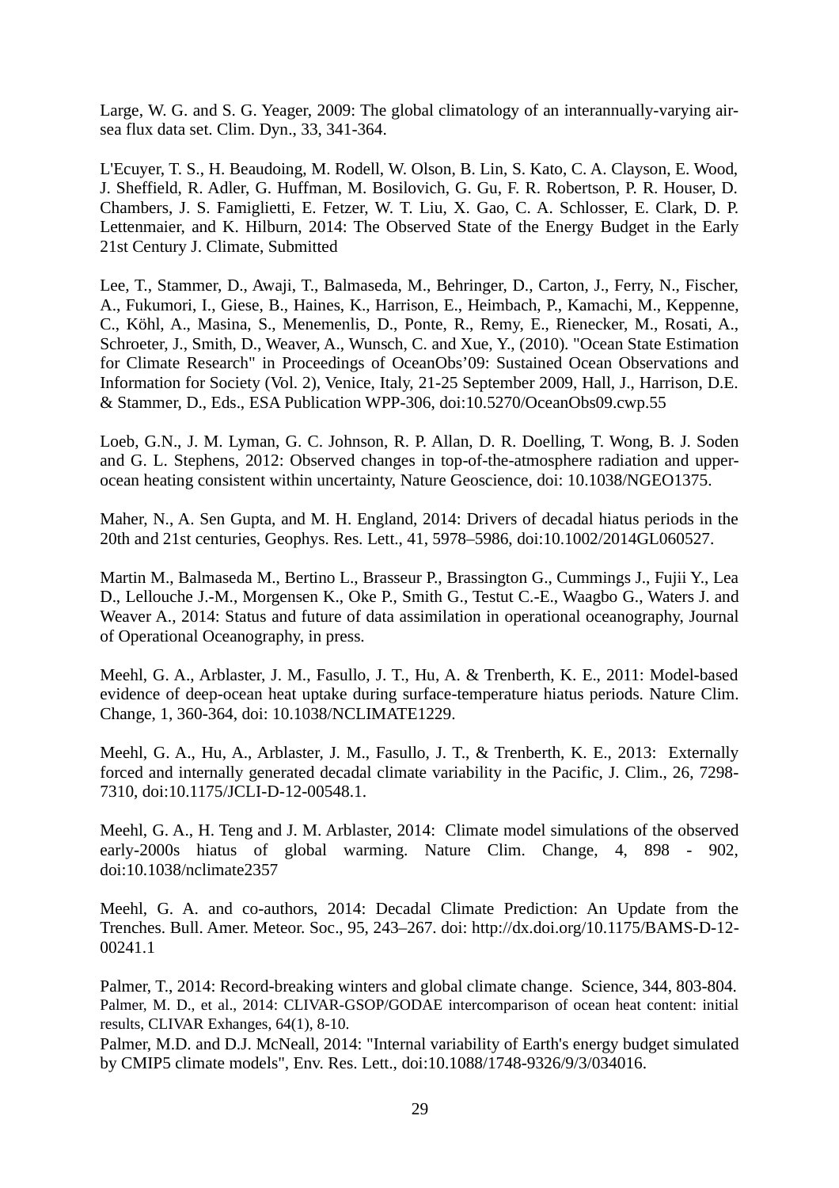Large, W. G. and S. G. Yeager, 2009: The global climatology of an interannually-varying air-sea flux data set. Clim. Dyn., 33, 341-364.

L'Ecuyer, T. S., H. Beaudoing, M. Rodell, W. Olson, B. Lin, S. Kato, C. A. Clayson, E. Wood, J. Sheffield, R. Adler, G. Huffman, M. Bosilovich, G. Gu, F. R. Robertson, P. R. Houser, D. Chambers, J. S. Famiglietti, E. Fetzer, W. T. Liu, X. Gao, C. A. Schlosser, E. Clark, D. P. Lettenmaier, and K. Hilburn, 2014: The Observed State of the Energy Budget in the Early 21st Century J. Climate, Submitted

Lee, T., Stammer, D., Awaji, T., Balmaseda, M., Behringer, D., Carton, J., Ferry, N., Fischer, A., Fukumori, I., Giese, B., Haines, K., Harrison, E., Heimbach, P., Kamachi, M., Keppenne, C., Köhl, A., Masina, S., Menemenlis, D., Ponte, R., Remy, E., Rienecker, M., Rosati, A., Schroeter, J., Smith, D., Weaver, A., Wunsch, C. and Xue, Y., (2010). "Ocean State Estimation for Climate Research" in Proceedings of OceanObs'09: Sustained Ocean Observations and Information for Society (Vol. 2), Venice, Italy, 21-25 September 2009, Hall, J., Harrison, D.E. & Stammer, D., Eds., ESA Publication WPP-306, doi:10.5270/OceanObs09.cwp.55

Loeb, G.N., J. M. Lyman, G. C. Johnson, R. P. Allan, D. R. Doelling, T. Wong, B. J. Soden and G. L. Stephens, 2012: Observed changes in top-of-the-atmosphere radiation and upper-ocean heating consistent within uncertainty, Nature Geoscience, doi: 10.1038/NGEO1375.

Maher, N., A. Sen Gupta, and M. H. England, 2014: Drivers of decadal hiatus periods in the 20th and 21st centuries, Geophys. Res. Lett., 41, 5978–5986, doi:10.1002/2014GL060527.

Martin M., Balmaseda M., Bertino L., Brasseur P., Brassington G., Cummings J., Fujii Y., Lea D., Lellouche J.-M., Morgensen K., Oke P., Smith G., Testut C.-E., Waagbo G., Waters J. and Weaver A., 2014: Status and future of data assimilation in operational oceanography, Journal of Operational Oceanography, in press.

Meehl, G. A., Arblaster, J. M., Fasullo, J. T., Hu, A. & Trenberth, K. E., 2011: Model-based evidence of deep-ocean heat uptake during surface-temperature hiatus periods. Nature Clim. Change, 1, 360-364, doi: 10.1038/NCLIMATE1229.

Meehl, G. A., Hu, A., Arblaster, J. M., Fasullo, J. T., & Trenberth, K. E., 2013: Externally forced and internally generated decadal climate variability in the Pacific, J. Clim., 26, 7298-7310, doi:10.1175/JCLI-D-12-00548.1.

Meehl, G. A., H. Teng and J. M. Arblaster, 2014: Climate model simulations of the observed early-2000s hiatus of global warming. Nature Clim. Change, 4, 898 - 902, doi:10.1038/nclimate2357

Meehl, G. A. and co-authors, 2014: Decadal Climate Prediction: An Update from the Trenches. Bull. Amer. Meteor. Soc., 95, 243–267. doi: http://dx.doi.org/10.1175/BAMS-D-12-00241.1

Palmer, T., 2014: Record-breaking winters and global climate change. Science, 344, 803-804.
Palmer, M. D., et al., 2014: CLIVAR-GSOP/GODAE intercomparison of ocean heat content: initial results, CLIVAR Exhanges, 64(1), 8-10.
Palmer, M.D. and D.J. McNeall, 2014: "Internal variability of Earth's energy budget simulated by CMIP5 climate models", Env. Res. Lett., doi:10.1088/1748-9326/9/3/034016.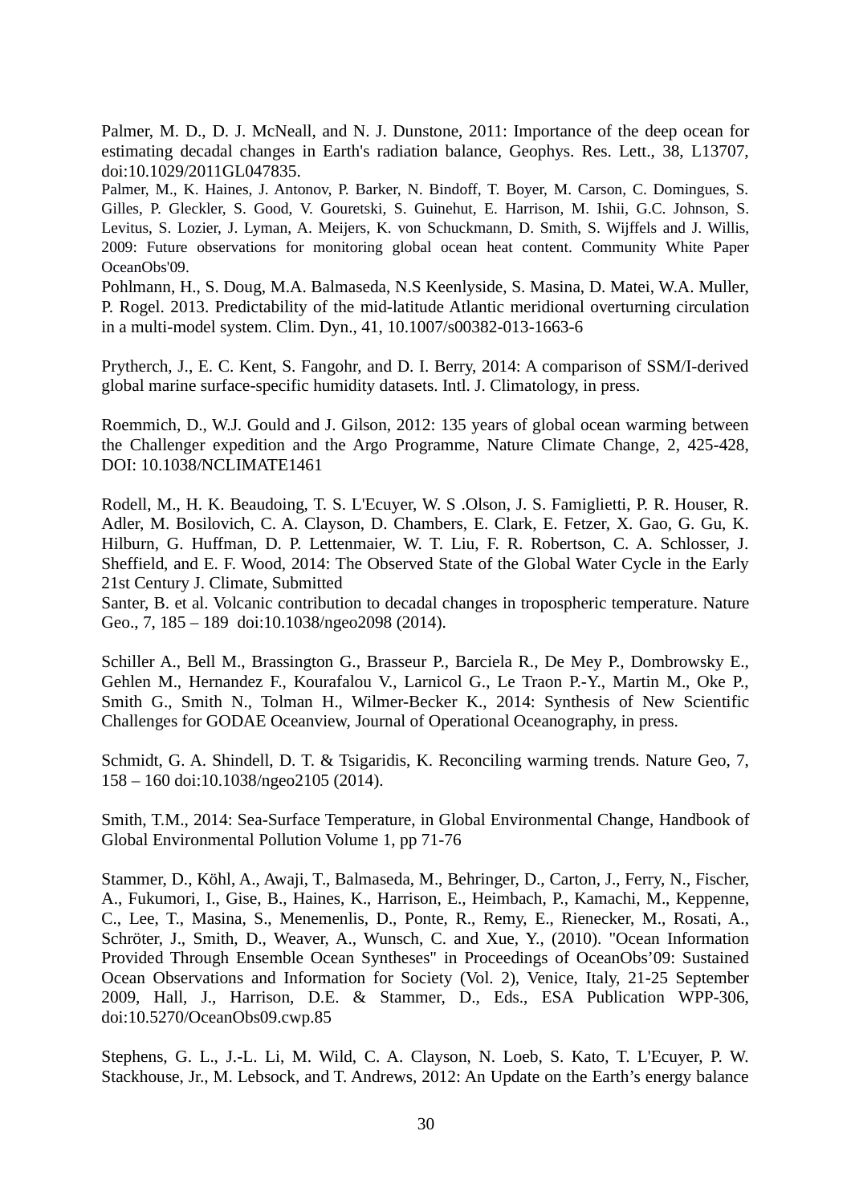Palmer, M. D., D. J. McNeall, and N. J. Dunstone, 2011: Importance of the deep ocean for estimating decadal changes in Earth's radiation balance, Geophys. Res. Lett., 38, L13707, doi:10.1029/2011GL047835.

Palmer, M., K. Haines, J. Antonov, P. Barker, N. Bindoff, T. Boyer, M. Carson, C. Domingues, S. Gilles, P. Gleckler, S. Good, V. Gouretski, S. Guinehut, E. Harrison, M. Ishii, G.C. Johnson, S. Levitus, S. Lozier, J. Lyman, A. Meijers, K. von Schuckmann, D. Smith, S. Wijffels and J. Willis, 2009: Future observations for monitoring global ocean heat content. Community White Paper OceanObs'09.

Pohlmann, H., S. Doug, M.A. Balmaseda, N.S Keenlyside, S. Masina, D. Matei, W.A. Muller, P. Rogel. 2013. Predictability of the mid-latitude Atlantic meridional overturning circulation in a multi-model system. Clim. Dyn., 41, 10.1007/s00382-013-1663-6

Prytherch, J., E. C. Kent, S. Fangohr, and D. I. Berry, 2014: A comparison of SSM/I-derived global marine surface-specific humidity datasets. Intl. J. Climatology, in press.

Roemmich, D., W.J. Gould and J. Gilson, 2012: 135 years of global ocean warming between the Challenger expedition and the Argo Programme, Nature Climate Change, 2, 425-428, DOI: 10.1038/NCLIMATE1461

Rodell, M., H. K. Beaudoing, T. S. L'Ecuyer, W. S .Olson, J. S. Famiglietti, P. R. Houser, R. Adler, M. Bosilovich, C. A. Clayson, D. Chambers, E. Clark, E. Fetzer, X. Gao, G. Gu, K. Hilburn, G. Huffman, D. P. Lettenmaier, W. T. Liu, F. R. Robertson, C. A. Schlosser, J. Sheffield, and E. F. Wood, 2014: The Observed State of the Global Water Cycle in the Early 21st Century J. Climate, Submitted

Santer, B. et al. Volcanic contribution to decadal changes in tropospheric temperature. Nature Geo., 7, 185 – 189 doi:10.1038/ngeo2098 (2014).

Schiller A., Bell M., Brassington G., Brasseur P., Barciela R., De Mey P., Dombrowsky E., Gehlen M., Hernandez F., Kourafalou V., Larnicol G., Le Traon P.-Y., Martin M., Oke P., Smith G., Smith N., Tolman H., Wilmer-Becker K., 2014: Synthesis of New Scientific Challenges for GODAE Oceanview, Journal of Operational Oceanography, in press.

Schmidt, G. A. Shindell, D. T. & Tsigaridis, K. Reconciling warming trends. Nature Geo, 7, 158 – 160 doi:10.1038/ngeo2105 (2014).

Smith, T.M., 2014: Sea-Surface Temperature, in Global Environmental Change, Handbook of Global Environmental Pollution Volume 1, pp 71-76

Stammer, D., Köhl, A., Awaji, T., Balmaseda, M., Behringer, D., Carton, J., Ferry, N., Fischer, A., Fukumori, I., Gise, B., Haines, K., Harrison, E., Heimbach, P., Kamachi, M., Keppenne, C., Lee, T., Masina, S., Menemenlis, D., Ponte, R., Remy, E., Rienecker, M., Rosati, A., Schröter, J., Smith, D., Weaver, A., Wunsch, C. and Xue, Y., (2010). "Ocean Information Provided Through Ensemble Ocean Syntheses" in Proceedings of OceanObs'09: Sustained Ocean Observations and Information for Society (Vol. 2), Venice, Italy, 21-25 September 2009, Hall, J., Harrison, D.E. & Stammer, D., Eds., ESA Publication WPP-306, doi:10.5270/OceanObs09.cwp.85

Stephens, G. L., J.-L. Li, M. Wild, C. A. Clayson, N. Loeb, S. Kato, T. L'Ecuyer, P. W. Stackhouse, Jr., M. Lebsock, and T. Andrews, 2012: An Update on the Earth's energy balance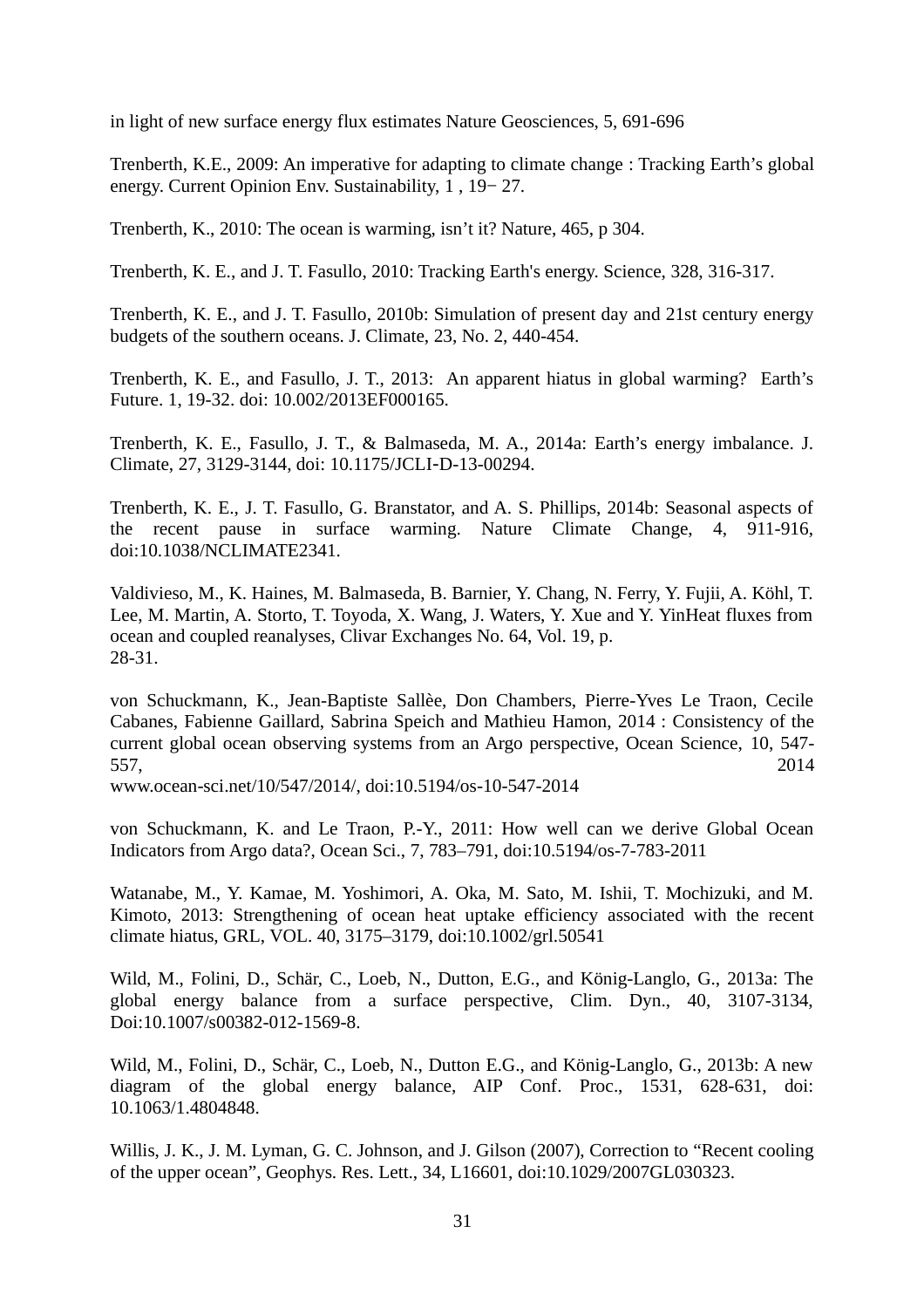in light of new surface energy flux estimates Nature Geosciences, 5, 691-696

Trenberth, K.E., 2009: An imperative for adapting to climate change : Tracking Earth's global energy. Current Opinion Env. Sustainability, 1 , 19− 27.

Trenberth, K., 2010: The ocean is warming, isn't it? Nature, 465, p 304.

Trenberth, K. E., and J. T. Fasullo, 2010: Tracking Earth's energy. Science, 328, 316-317.

Trenberth, K. E., and J. T. Fasullo, 2010b: Simulation of present day and 21st century energy budgets of the southern oceans. J. Climate, 23, No. 2, 440-454.

Trenberth, K. E., and Fasullo, J. T., 2013: An apparent hiatus in global warming? Earth's Future. 1, 19-32. doi: 10.002/2013EF000165.

Trenberth, K. E., Fasullo, J. T., & Balmaseda, M. A., 2014a: Earth's energy imbalance. J. Climate, 27, 3129-3144, doi: 10.1175/JCLI-D-13-00294.

Trenberth, K. E., J. T. Fasullo, G. Branstator, and A. S. Phillips, 2014b: Seasonal aspects of the recent pause in surface warming. Nature Climate Change, 4, 911-916, doi:10.1038/NCLIMATE2341.

Valdivieso, M., K. Haines, M. Balmaseda, B. Barnier, Y. Chang, N. Ferry, Y. Fujii, A. Köhl, T. Lee, M. Martin, A. Storto, T. Toyoda, X. Wang, J. Waters, Y. Xue and Y. YinHeat fluxes from ocean and coupled reanalyses, Clivar Exchanges No. 64, Vol. 19, p.
28-31.

von Schuckmann, K., Jean-Baptiste Sallèe, Don Chambers, Pierre-Yves Le Traon, Cecile Cabanes, Fabienne Gaillard, Sabrina Speich and Mathieu Hamon, 2014 : Consistency of the current global ocean observing systems from an Argo perspective, Ocean Science, 10, 547-557, 2014
www.ocean-sci.net/10/547/2014/, doi:10.5194/os-10-547-2014

von Schuckmann, K. and Le Traon, P.-Y., 2011: How well can we derive Global Ocean Indicators from Argo data?, Ocean Sci., 7, 783–791, doi:10.5194/os-7-783-2011

Watanabe, M., Y. Kamae, M. Yoshimori, A. Oka, M. Sato, M. Ishii, T. Mochizuki, and M. Kimoto, 2013: Strengthening of ocean heat uptake efficiency associated with the recent climate hiatus, GRL, VOL. 40, 3175–3179, doi:10.1002/grl.50541

Wild, M., Folini, D., Schär, C., Loeb, N., Dutton, E.G., and König-Langlo, G., 2013a: The global energy balance from a surface perspective, Clim. Dyn., 40, 3107-3134, Doi:10.1007/s00382-012-1569-8.

Wild, M., Folini, D., Schär, C., Loeb, N., Dutton E.G., and König-Langlo, G., 2013b: A new diagram of the global energy balance, AIP Conf. Proc., 1531, 628-631, doi: 10.1063/1.4804848.

Willis, J. K., J. M. Lyman, G. C. Johnson, and J. Gilson (2007), Correction to "Recent cooling of the upper ocean", Geophys. Res. Lett., 34, L16601, doi:10.1029/2007GL030323.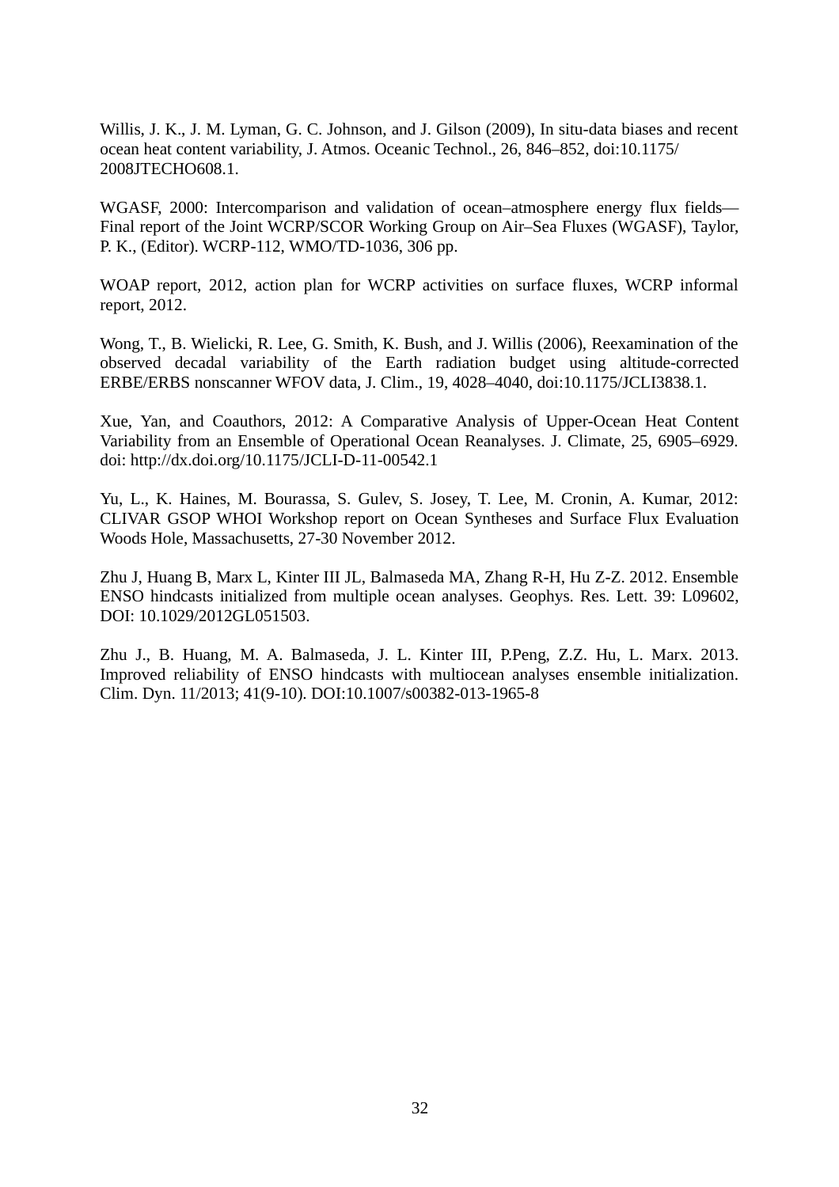Willis, J. K., J. M. Lyman, G. C. Johnson, and J. Gilson (2009), In situ-data biases and recent ocean heat content variability, J. Atmos. Oceanic Technol., 26, 846–852, doi:10.1175/2008JTECHO608.1.

WGASF, 2000: Intercomparison and validation of ocean–atmosphere energy flux fields—Final report of the Joint WCRP/SCOR Working Group on Air–Sea Fluxes (WGASF), Taylor, P. K., (Editor). WCRP-112, WMO/TD-1036, 306 pp.

WOAP report, 2012, action plan for WCRP activities on surface fluxes, WCRP informal report, 2012.

Wong, T., B. Wielicki, R. Lee, G. Smith, K. Bush, and J. Willis (2006), Reexamination of the observed decadal variability of the Earth radiation budget using altitude-corrected ERBE/ERBS nonscanner WFOV data, J. Clim., 19, 4028–4040, doi:10.1175/JCLI3838.1.

Xue, Yan, and Coauthors, 2012: A Comparative Analysis of Upper-Ocean Heat Content Variability from an Ensemble of Operational Ocean Reanalyses. J. Climate, 25, 6905–6929. doi: http://dx.doi.org/10.1175/JCLI-D-11-00542.1

Yu, L., K. Haines, M. Bourassa, S. Gulev, S. Josey, T. Lee, M. Cronin, A. Kumar, 2012: CLIVAR GSOP WHOI Workshop report on Ocean Syntheses and Surface Flux Evaluation Woods Hole, Massachusetts, 27-30 November 2012.

Zhu J, Huang B, Marx L, Kinter III JL, Balmaseda MA, Zhang R-H, Hu Z-Z. 2012. Ensemble ENSO hindcasts initialized from multiple ocean analyses. Geophys. Res. Lett. 39: L09602, DOI: 10.1029/2012GL051503.

Zhu J., B. Huang, M. A. Balmaseda, J. L. Kinter III, P.Peng, Z.Z. Hu, L. Marx. 2013. Improved reliability of ENSO hindcasts with multiocean analyses ensemble initialization. Clim. Dyn. 11/2013; 41(9-10). DOI:10.1007/s00382-013-1965-8